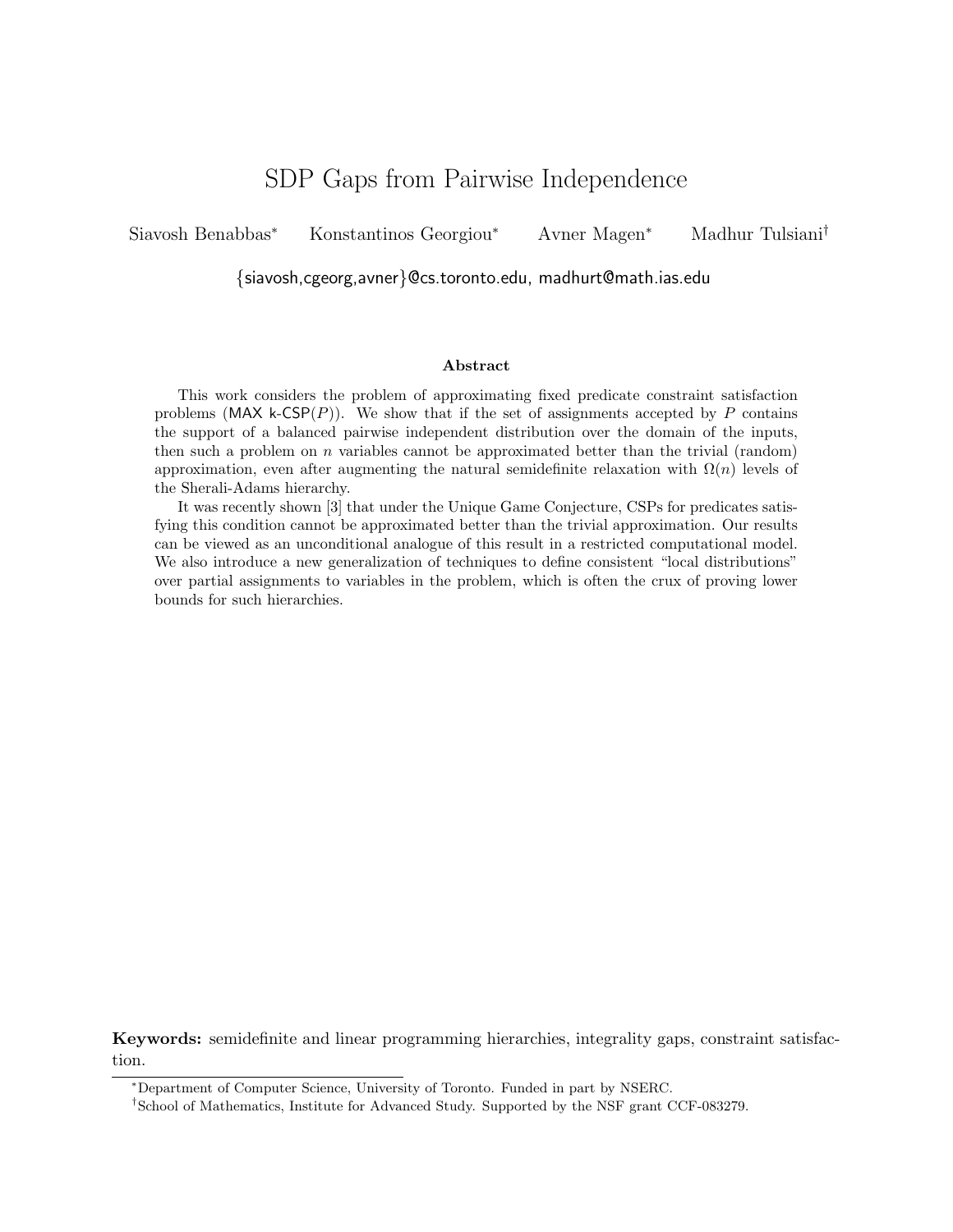# SDP Gaps from Pairwise Independence

Siavosh Benabbas* Konstantinos Georgiou* Avner Magen* Madhur Tulsiani†

{siavosh,cgeorg,avner}@cs.toronto.edu, madhurt@math.ias.edu

### Abstract

This work considers the problem of approximating fixed predicate constraint satisfaction problems (MAX k-CSP($P$)). We show that if the set of assignments accepted by $P$ contains the support of a balanced pairwise independent distribution over the domain of the inputs, then such a problem on $n$ variables cannot be approximated better than the trivial (random) approximation, even after augmenting the natural semidefinite relaxation with $\Omega(n)$ levels of the Sherali-Adams hierarchy.

It was recently shown [3] that under the Unique Game Conjecture, CSPs for predicates satisfying this condition cannot be approximated better than the trivial approximation. Our results can be viewed as an unconditional analogue of this result in a restricted computational model. We also introduce a new generalization of techniques to define consistent "local distributions" over partial assignments to variables in the problem, which is often the crux of proving lower bounds for such hierarchies.

**Keywords:** semidefinite and linear programming hierarchies, integrality gaps, constraint satisfaction.

*Department of Computer Science, University of Toronto. Funded in part by NSERC.

†School of Mathematics, Institute for Advanced Study. Supported by the NSF grant CCF-083279.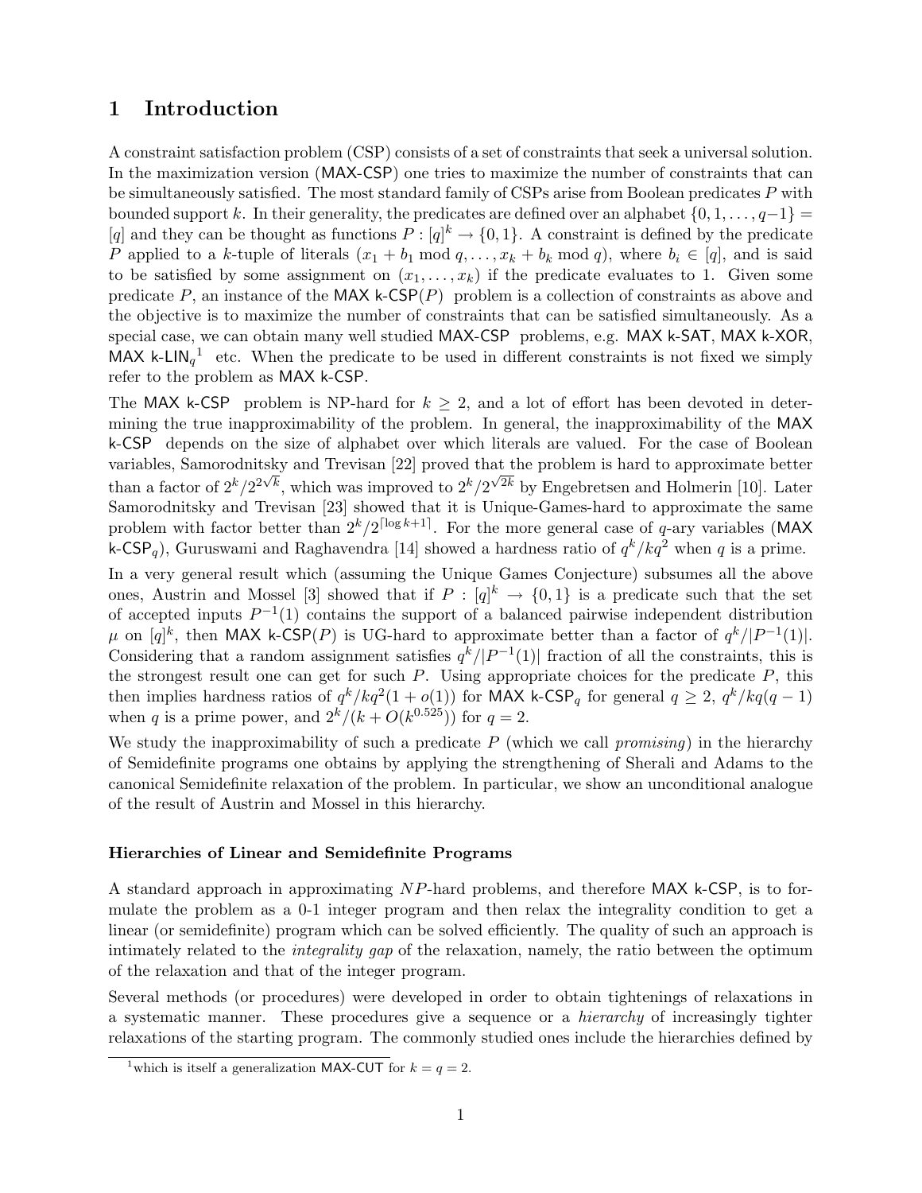# 1 Introduction

A constraint satisfaction problem (CSP) consists of a set of constraints that seek a universal solution. In the maximization version (MAX-CSP) one tries to maximize the number of constraints that can be simultaneously satisfied. The most standard family of CSPs arise from Boolean predicates $P$ with bounded support $k$. In their generality, the predicates are defined over an alphabet $\{0, 1, \ldots, q-1\} = [q]$ and they can be thought as functions $P : [q]^k \to \{0, 1\}$. A constraint is defined by the predicate $P$ applied to a $k$-tuple of literals $(x_1 + b_1 \bmod q, \ldots, x_k + b_k \bmod q)$, where $b_i \in [q]$, and is said to be satisfied by some assignment on $(x_1, \ldots, x_k)$ if the predicate evaluates to 1. Given some predicate $P$, an instance of the MAX k-CSP($P$) problem is a collection of constraints as above and the objective is to maximize the number of constraints that can be satisfied simultaneously. As a special case, we can obtain many well studied MAX-CSP problems, e.g. MAX k-SAT, MAX k-XOR, MAX k-LIN$_q$[1] etc. When the predicate to be used in different constraints is not fixed we simply refer to the problem as MAX k-CSP.

The MAX k-CSP problem is NP-hard for $k \geq 2$, and a lot of effort has been devoted in determining the true inapproximability of the problem. In general, the inapproximability of the MAX k-CSP depends on the size of alphabet over which literals are valued. For the case of Boolean variables, Samorodnitsky and Trevisan [22] proved that the problem is hard to approximate better than a factor of $2^k/2^{2\sqrt{k}}$, which was improved to $2^k/2^{\sqrt{2k}}$ by Engebretsen and Holmerin [10]. Later Samorodnitsky and Trevisan [23] showed that it is Unique-Games-hard to approximate the same problem with factor better than $2^k/2^{\lceil \log k+1 \rceil}$. For the more general case of $q$-ary variables (MAX k-CSP$_q$), Guruswami and Raghavendra [14] showed a hardness ratio of $q^k/kq^2$ when $q$ is a prime.

In a very general result which (assuming the Unique Games Conjecture) subsumes all the above ones, Austrin and Mossel [3] showed that if $P : [q]^k \to \{0, 1\}$ is a predicate such that the set of accepted inputs $P^{-1}(1)$ contains the support of a balanced pairwise independent distribution $\mu$ on $[q]^k$, then MAX k-CSP($P$) is UG-hard to approximate better than a factor of $q^k/|P^{-1}(1)|$. Considering that a random assignment satisfies $q^k/|P^{-1}(1)|$ fraction of all the constraints, this is the strongest result one can get for such $P$. Using appropriate choices for the predicate $P$, this then implies hardness ratios of $q^k/kq^2(1 + o(1))$ for MAX k-CSP$_q$ for general $q \geq 2$, $q^k/kq(q-1)$ when $q$ is a prime power, and $2^k/(k + O(k^{0.525}))$ for $q = 2$.

We study the inapproximability of such a predicate $P$ (which we call *promising*) in the hierarchy of Semidefinite programs one obtains by applying the strengthening of Sherali and Adams to the canonical Semidefinite relaxation of the problem. In particular, we show an unconditional analogue of the result of Austrin and Mossel in this hierarchy.

### Hierarchies of Linear and Semidefinite Programs

A standard approach in approximating $NP$-hard problems, and therefore MAX k-CSP, is to formulate the problem as a 0-1 integer program and then relax the integrality condition to get a linear (or semidefinite) program which can be solved efficiently. The quality of such an approach is intimately related to the *integrality gap* of the relaxation, namely, the ratio between the optimum of the relaxation and that of the integer program.

Several methods (or procedures) were developed in order to obtain tightenings of relaxations in a systematic manner. These procedures give a sequence or a *hierarchy* of increasingly tighter relaxations of the starting program. The commonly studied ones include the hierarchies defined by

[1] which is itself a generalization MAX-CUT for $k = q = 2$.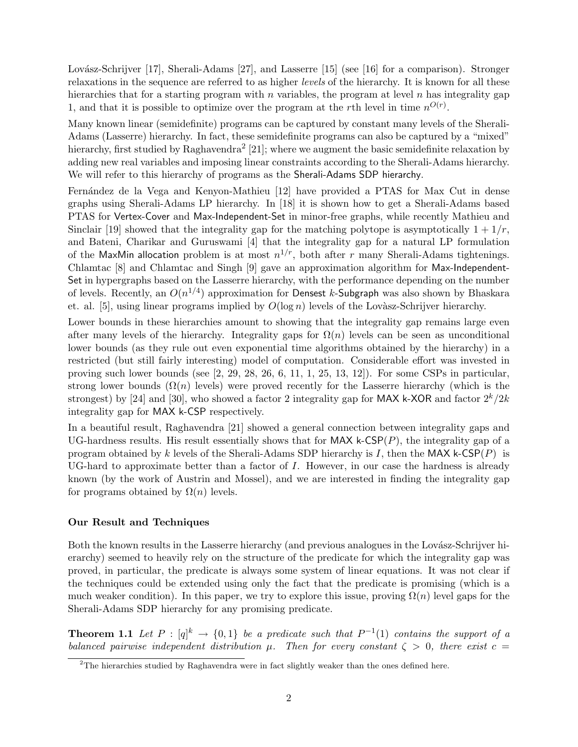Lovász-Schrijver [17], Sherali-Adams [27], and Lasserre [15] (see [16] for a comparison). Stronger relaxations in the sequence are referred to as higher *levels* of the hierarchy. It is known for all these hierarchies that for a starting program with $n$ variables, the program at level $n$ has integrality gap 1, and that it is possible to optimize over the program at the $r$th level in time $n^{O(r)}$.

Many known linear (semidefinite) programs can be captured by constant many levels of the Sherali-Adams (Lasserre) hierarchy. In fact, these semidefinite programs can also be captured by a "mixed" hierarchy, first studied by Raghavendra[2] [21]; where we augment the basic semidefinite relaxation by adding new real variables and imposing linear constraints according to the Sherali-Adams hierarchy. We will refer to this hierarchy of programs as the Sherali-Adams SDP hierarchy.

Fernández de la Vega and Kenyon-Mathieu [12] have provided a PTAS for Max Cut in dense graphs using Sherali-Adams LP hierarchy. In [18] it is shown how to get a Sherali-Adams based PTAS for Vertex-Cover and Max-Independent-Set in minor-free graphs, while recently Mathieu and Sinclair [19] showed that the integrality gap for the matching polytope is asymptotically $1 + 1/r$, and Bateni, Charikar and Guruswami [4] that the integrality gap for a natural LP formulation of the MaxMin allocation problem is at most $n^{1/r}$, both after $r$ many Sherali-Adams tightenings. Chlamtac [8] and Chlamtac and Singh [9] gave an approximation algorithm for Max-Independent-Set in hypergraphs based on the Lasserre hierarchy, with the performance depending on the number of levels. Recently, an $O(n^{1/4})$ approximation for Densest $k$-Subgraph was also shown by Bhaskara et. al. [5], using linear programs implied by $O(\log n)$ levels of the Lovàsz-Schrijver hierarchy.

Lower bounds in these hierarchies amount to showing that the integrality gap remains large even after many levels of the hierarchy. Integrality gaps for $\Omega(n)$ levels can be seen as unconditional lower bounds (as they rule out even exponential time algorithms obtained by the hierarchy) in a restricted (but still fairly interesting) model of computation. Considerable effort was invested in proving such lower bounds (see [2, 29, 28, 26, 6, 11, 1, 25, 13, 12]). For some CSPs in particular, strong lower bounds ($\Omega(n)$ levels) were proved recently for the Lasserre hierarchy (which is the strongest) by [24] and [30], who showed a factor 2 integrality gap for MAX k-XOR and factor $2^k/2k$ integrality gap for MAX k-CSP respectively.

In a beautiful result, Raghavendra [21] showed a general connection between integrality gaps and UG-hardness results. His result essentially shows that for MAX k-CSP($P$), the integrality gap of a program obtained by $k$ levels of the Sherali-Adams SDP hierarchy is $I$, then the MAX k-CSP($P$) is UG-hard to approximate better than a factor of $I$. However, in our case the hardness is already known (by the work of Austrin and Mossel), and we are interested in finding the integrality gap for programs obtained by $\Omega(n)$ levels.

### Our Result and Techniques

Both the known results in the Lasserre hierarchy (and previous analogues in the Lovász-Schrijver hierarchy) seemed to heavily rely on the structure of the predicate for which the integrality gap was proved, in particular, the predicate is always some system of linear equations. It was not clear if the techniques could be extended using only the fact that the predicate is promising (which is a much weaker condition). In this paper, we try to explore this issue, proving $\Omega(n)$ level gaps for the Sherali-Adams SDP hierarchy for any promising predicate.

**Theorem 1.1** *Let $P : [q]^k \to \{0, 1\}$ be a predicate such that $P^{-1}(1)$ contains the support of a balanced pairwise independent distribution $\mu$. Then for every constant $\zeta > 0$, there exist $c =$*

[2] The hierarchies studied by Raghavendra were in fact slightly weaker than the ones defined here.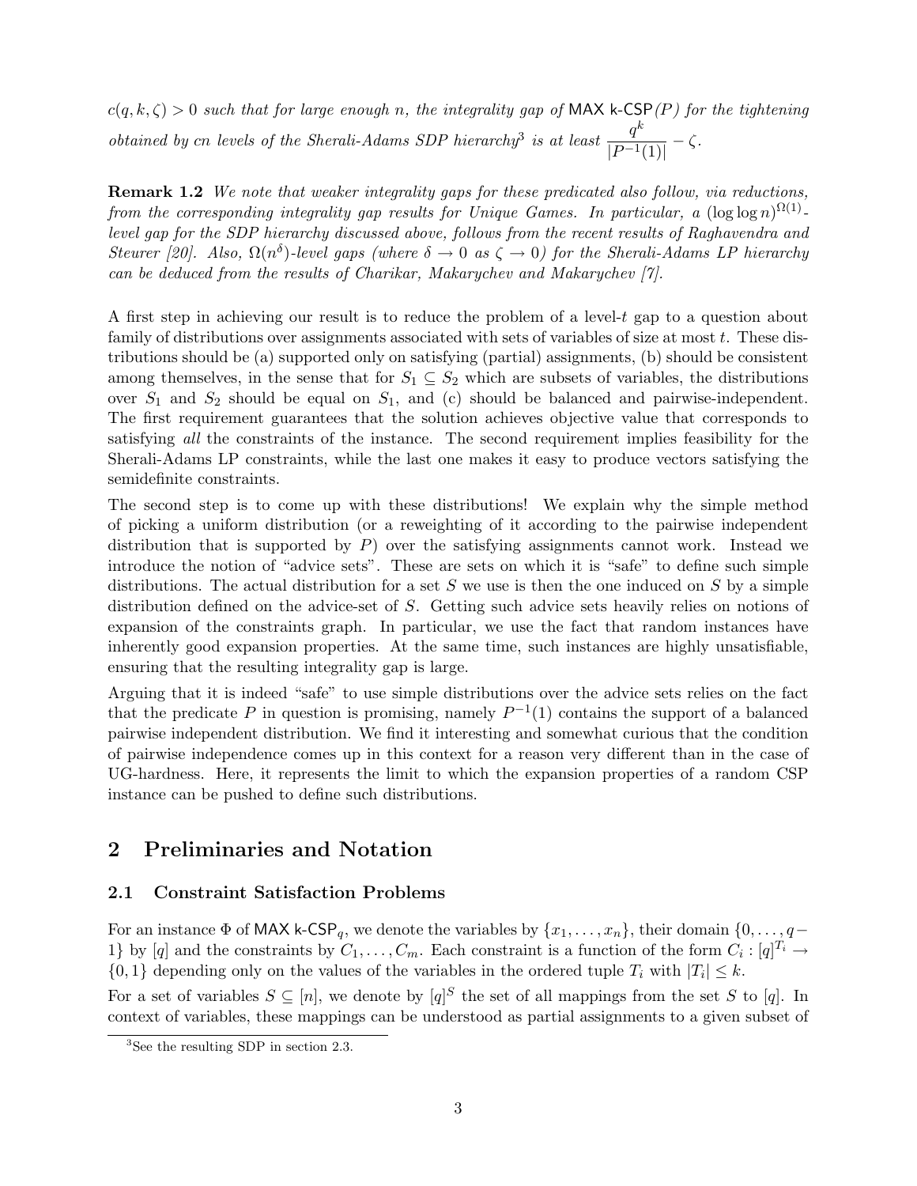*$c(q, k, \zeta) > 0$ such that for large enough $n$, the integrality gap of* MAX k-CSP*$(P)$ for the tightening obtained by $cn$ levels of the Sherali-Adams SDP hierarchy*[3] *is at least* $\dfrac{q^k}{|P^{-1}(1)|} - \zeta$.

**Remark 1.2** *We note that weaker integrality gaps for these predicated also follow, via reductions, from the corresponding integrality gap results for Unique Games. In particular, a $(\log \log n)^{\Omega(1)}$-level gap for the SDP hierarchy discussed above, follows from the recent results of Raghavendra and Steurer [20]. Also, $\Omega(n^{\delta})$-level gaps (where $\delta \to 0$ as $\zeta \to 0$) for the Sherali-Adams LP hierarchy can be deduced from the results of Charikar, Makarychev and Makarychev [7].*

A first step in achieving our result is to reduce the problem of a level-$t$ gap to a question about family of distributions over assignments associated with sets of variables of size at most $t$. These distributions should be (a) supported only on satisfying (partial) assignments, (b) should be consistent among themselves, in the sense that for $S_1 \subseteq S_2$ which are subsets of variables, the distributions over $S_1$ and $S_2$ should be equal on $S_1$, and (c) should be balanced and pairwise-independent. The first requirement guarantees that the solution achieves objective value that corresponds to satisfying *all* the constraints of the instance. The second requirement implies feasibility for the Sherali-Adams LP constraints, while the last one makes it easy to produce vectors satisfying the semidefinite constraints.

The second step is to come up with these distributions! We explain why the simple method of picking a uniform distribution (or a reweighting of it according to the pairwise independent distribution that is supported by $P$) over the satisfying assignments cannot work. Instead we introduce the notion of "advice sets". These are sets on which it is "safe" to define such simple distributions. The actual distribution for a set $S$ we use is then the one induced on $S$ by a simple distribution defined on the advice-set of $S$. Getting such advice sets heavily relies on notions of expansion of the constraints graph. In particular, we use the fact that random instances have inherently good expansion properties. At the same time, such instances are highly unsatisfiable, ensuring that the resulting integrality gap is large.

Arguing that it is indeed "safe" to use simple distributions over the advice sets relies on the fact that the predicate $P$ in question is promising, namely $P^{-1}(1)$ contains the support of a balanced pairwise independent distribution. We find it interesting and somewhat curious that the condition of pairwise independence comes up in this context for a reason very different than in the case of UG-hardness. Here, it represents the limit to which the expansion properties of a random CSP instance can be pushed to define such distributions.

## 2 Preliminaries and Notation

### 2.1 Constraint Satisfaction Problems

For an instance $\Phi$ of MAX k-CSP$_q$, we denote the variables by $\{x_1, \ldots, x_n\}$, their domain $\{0, \ldots, q-1\}$ by $[q]$ and the constraints by $C_1, \ldots, C_m$. Each constraint is a function of the form $C_i : [q]^{T_i} \to \{0, 1\}$ depending only on the values of the variables in the ordered tuple $T_i$ with $|T_i| \leq k$.

For a set of variables $S \subseteq [n]$, we denote by $[q]^S$ the set of all mappings from the set $S$ to $[q]$. In context of variables, these mappings can be understood as partial assignments to a given subset of

[3] See the resulting SDP in section 2.3.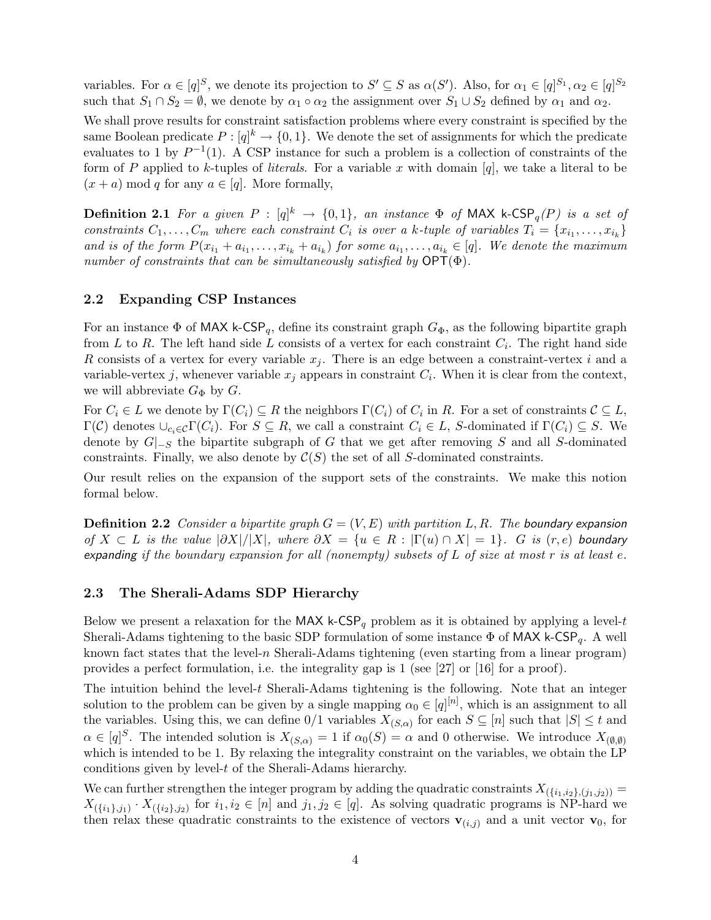variables. For $\alpha \in [q]^S$, we denote its projection to $S' \subseteq S$ as $\alpha(S')$. Also, for $\alpha_1 \in [q]^{S_1}, \alpha_2 \in [q]^{S_2}$ such that $S_1 \cap S_2 = \emptyset$, we denote by $\alpha_1 \circ \alpha_2$ the assignment over $S_1 \cup S_2$ defined by $\alpha_1$ and $\alpha_2$.

We shall prove results for constraint satisfaction problems where every constraint is specified by the same Boolean predicate $P : [q]^k \to \{0,1\}$. We denote the set of assignments for which the predicate evaluates to 1 by $P^{-1}(1)$. A CSP instance for such a problem is a collection of constraints of the form of $P$ applied to $k$-tuples of *literals*. For a variable $x$ with domain $[q]$, we take a literal to be $(x+a) \bmod q$ for any $a \in [q]$. More formally,

**Definition 2.1** *For a given $P : [q]^k \to \{0,1\}$, an instance $\Phi$ of $\mathsf{MAX\ k\text{-}CSP}_q(P)$ is a set of constraints $C_1, \ldots, C_m$ where each constraint $C_i$ is over a $k$-tuple of variables $T_i = \{x_{i_1}, \ldots, x_{i_k}\}$ and is of the form $P(x_{i_1} + a_{i_1}, \ldots, x_{i_k} + a_{i_k})$ for some $a_{i_1}, \ldots, a_{i_k} \in [q]$. We denote the maximum number of constraints that can be simultaneously satisfied by $\mathsf{OPT}(\Phi)$.*

## 2.2 Expanding CSP Instances

For an instance $\Phi$ of $\mathsf{MAX\ k\text{-}CSP}_q$, define its constraint graph $G_\Phi$, as the following bipartite graph from $L$ to $R$. The left hand side $L$ consists of a vertex for each constraint $C_i$. The right hand side $R$ consists of a vertex for every variable $x_j$. There is an edge between a constraint-vertex $i$ and a variable-vertex $j$, whenever variable $x_j$ appears in constraint $C_i$. When it is clear from the context, we will abbreviate $G_\Phi$ by $G$.

For $C_i \in L$ we denote by $\Gamma(C_i) \subseteq R$ the neighbors $\Gamma(C_i)$ of $C_i$ in $R$. For a set of constraints $\mathcal{C} \subseteq L$, $\Gamma(\mathcal{C})$ denotes $\cup_{c_i \in \mathcal{C}} \Gamma(C_i)$. For $S \subseteq R$, we call a constraint $C_i \in L$, $S$-dominated if $\Gamma(C_i) \subseteq S$. We denote by $G|_{-S}$ the bipartite subgraph of $G$ that we get after removing $S$ and all $S$-dominated constraints. Finally, we also denote by $\mathcal{C}(S)$ the set of all $S$-dominated constraints.

Our result relies on the expansion of the support sets of the constraints. We make this notion formal below.

**Definition 2.2** *Consider a bipartite graph $G = (V, E)$ with partition $L, R$. The* boundary expansion *of $X \subset L$ is the value $|\partial X|/|X|$, where $\partial X = \{u \in R : |\Gamma(u) \cap X| = 1\}$. $G$ is $(r, e)$* boundary expanding *if the boundary expansion for all (nonempty) subsets of $L$ of size at most $r$ is at least $e$.*

## 2.3 The Sherali-Adams SDP Hierarchy

Below we present a relaxation for the $\mathsf{MAX\ k\text{-}CSP}_q$ problem as it is obtained by applying a level-$t$ Sherali-Adams tightening to the basic SDP formulation of some instance $\Phi$ of $\mathsf{MAX\ k\text{-}CSP}_q$. A well known fact states that the level-$n$ Sherali-Adams tightening (even starting from a linear program) provides a perfect formulation, i.e. the integrality gap is 1 (see [27] or [16] for a proof).

The intuition behind the level-$t$ Sherali-Adams tightening is the following. Note that an integer solution to the problem can be given by a single mapping $\alpha_0 \in [q]^{[n]}$, which is an assignment to all the variables. Using this, we can define 0/1 variables $X_{(S,\alpha)}$ for each $S \subseteq [n]$ such that $|S| \leq t$ and $\alpha \in [q]^S$. The intended solution is $X_{(S,\alpha)} = 1$ if $\alpha_0(S) = \alpha$ and 0 otherwise. We introduce $X_{(\emptyset,\emptyset)}$ which is intended to be 1. By relaxing the integrality constraint on the variables, we obtain the LP conditions given by level-$t$ of the Sherali-Adams hierarchy.

We can further strengthen the integer program by adding the quadratic constraints $X_{(\{i_1,i_2\},(j_1,j_2))} = X_{(\{i_1\},j_1)} \cdot X_{(\{i_2\},j_2)}$ for $i_1, i_2 \in [n]$ and $j_1, j_2 \in [q]$. As solving quadratic programs is NP-hard we then relax these quadratic constraints to the existence of vectors $\mathbf{v}_{(i,j)}$ and a unit vector $\mathbf{v}_0$, for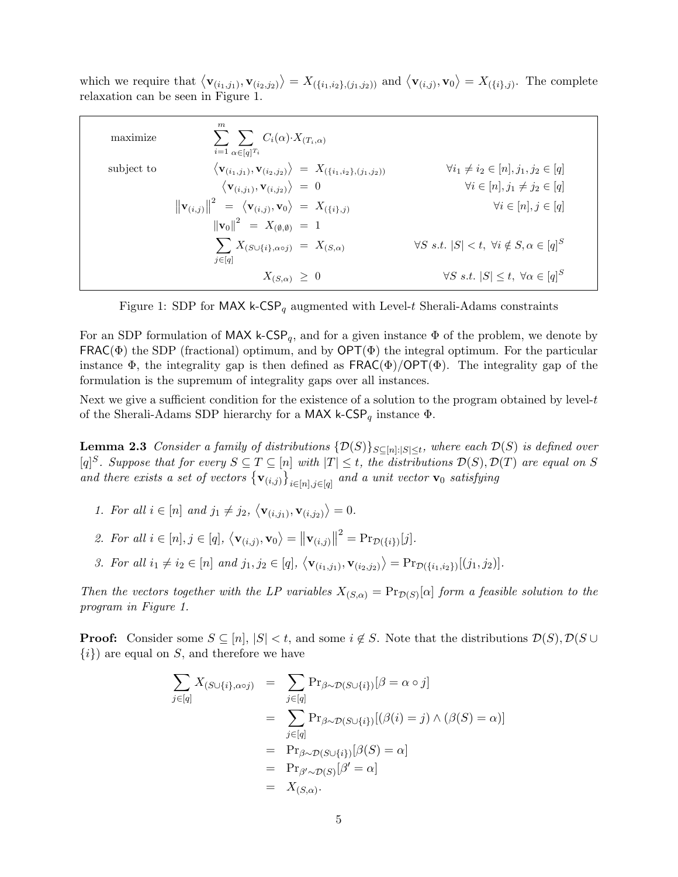which we require that $\langle \mathbf{v}_{(i_1,j_1)}, \mathbf{v}_{(i_2,j_2)} \rangle = X_{(\{i_1,i_2\},(j_1,j_2))}$ and $\langle \mathbf{v}_{(i,j)}, \mathbf{v}_0 \rangle = X_{(\{i\},j)}$. The complete relaxation can be seen in Figure 1.

$$
\begin{array}{lrcll}
\text{maximize} & \displaystyle\sum_{i=1}^{m} \sum_{\alpha \in [q]^{T_i}} C_i(\alpha) \cdot X_{(T_i,\alpha)} & & & \\
\text{subject to} & \langle \mathbf{v}_{(i_1,j_1)}, \mathbf{v}_{(i_2,j_2)} \rangle & = & X_{(\{i_1,i_2\},(j_1,j_2))} & \forall i_1 \neq i_2 \in [n], j_1, j_2 \in [q] \\
& \langle \mathbf{v}_{(i,j_1)}, \mathbf{v}_{(i,j_2)} \rangle & = & 0 & \forall i \in [n], j_1 \neq j_2 \in [q] \\
& \left\|\mathbf{v}_{(i,j)}\right\|^2 = \langle \mathbf{v}_{(i,j)}, \mathbf{v}_0 \rangle & = & X_{(\{i\},j)} & \forall i \in [n], j \in [q] \\
& \left\|\mathbf{v}_0\right\|^2 = X_{(\emptyset,\emptyset)} & = & 1 & \\
& \displaystyle\sum_{j \in [q]} X_{(S \cup \{i\}, \alpha \circ j)} & = & X_{(S,\alpha)} & \forall S \text{ s.t. } |S| < t, \ \forall i \notin S, \alpha \in [q]^S \\
& X_{(S,\alpha)} & \geq & 0 & \forall S \text{ s.t. } |S| \leq t, \ \forall \alpha \in [q]^S
\end{array}
$$

Figure 1: SDP for MAX k-CSP$_q$ augmented with Level-$t$ Sherali-Adams constraints

For an SDP formulation of MAX k-CSP$_q$, and for a given instance $\Phi$ of the problem, we denote by $\mathsf{FRAC}(\Phi)$ the SDP (fractional) optimum, and by $\mathsf{OPT}(\Phi)$ the integral optimum. For the particular instance $\Phi$, the integrality gap is then defined as $\mathsf{FRAC}(\Phi)/\mathsf{OPT}(\Phi)$. The integrality gap of the formulation is the supremum of integrality gaps over all instances.

Next we give a sufficient condition for the existence of a solution to the program obtained by level-$t$ of the Sherali-Adams SDP hierarchy for a MAX k-CSP$_q$ instance $\Phi$.

**Lemma 2.3** *Consider a family of distributions $\{\mathcal{D}(S)\}_{S \subseteq [n]:|S| \leq t}$, where each $\mathcal{D}(S)$ is defined over $[q]^S$. Suppose that for every $S \subseteq T \subseteq [n]$ with $|T| \leq t$, the distributions $\mathcal{D}(S), \mathcal{D}(T)$ are equal on $S$ and there exists a set of vectors $\{\mathbf{v}_{(i,j)}\}_{i \in [n], j \in [q]}$ and a unit vector $\mathbf{v}_0$ satisfying*

1. *For all $i \in [n]$ and $j_1 \neq j_2$, $\langle \mathbf{v}_{(i,j_1)}, \mathbf{v}_{(i,j_2)} \rangle = 0$.*
2. *For all $i \in [n], j \in [q]$, $\langle \mathbf{v}_{(i,j)}, \mathbf{v}_0 \rangle = \left\|\mathbf{v}_{(i,j)}\right\|^2 = \Pr_{\mathcal{D}(\{i\})}[j]$.*
3. *For all $i_1 \neq i_2 \in [n]$ and $j_1, j_2 \in [q]$, $\langle \mathbf{v}_{(i_1,j_1)}, \mathbf{v}_{(i_2,j_2)} \rangle = \Pr_{\mathcal{D}(\{i_1,i_2\})}[(j_1,j_2)]$.*

*Then the vectors together with the LP variables $X_{(S,\alpha)} = \Pr_{\mathcal{D}(S)}[\alpha]$ form a feasible solution to the program in Figure 1.*

**Proof:** Consider some $S \subseteq [n]$, $|S| < t$, and some $i \notin S$. Note that the distributions $\mathcal{D}(S), \mathcal{D}(S \cup \{i\})$ are equal on $S$, and therefore we have

$$
\begin{aligned}
\sum_{j \in [q]} X_{(S \cup \{i\}, \alpha \circ j)} &= \sum_{j \in [q]} \Pr_{\beta \sim \mathcal{D}(S \cup \{i\})}[\beta = \alpha \circ j] \\
&= \sum_{j \in [q]} \Pr_{\beta \sim \mathcal{D}(S \cup \{i\})}[(\beta(i) = j) \wedge (\beta(S) = \alpha)] \\
&= \Pr_{\beta \sim \mathcal{D}(S \cup \{i\})}[\beta(S) = \alpha] \\
&= \Pr_{\beta' \sim \mathcal{D}(S)}[\beta' = \alpha] \\
&= X_{(S,\alpha)}.
\end{aligned}
$$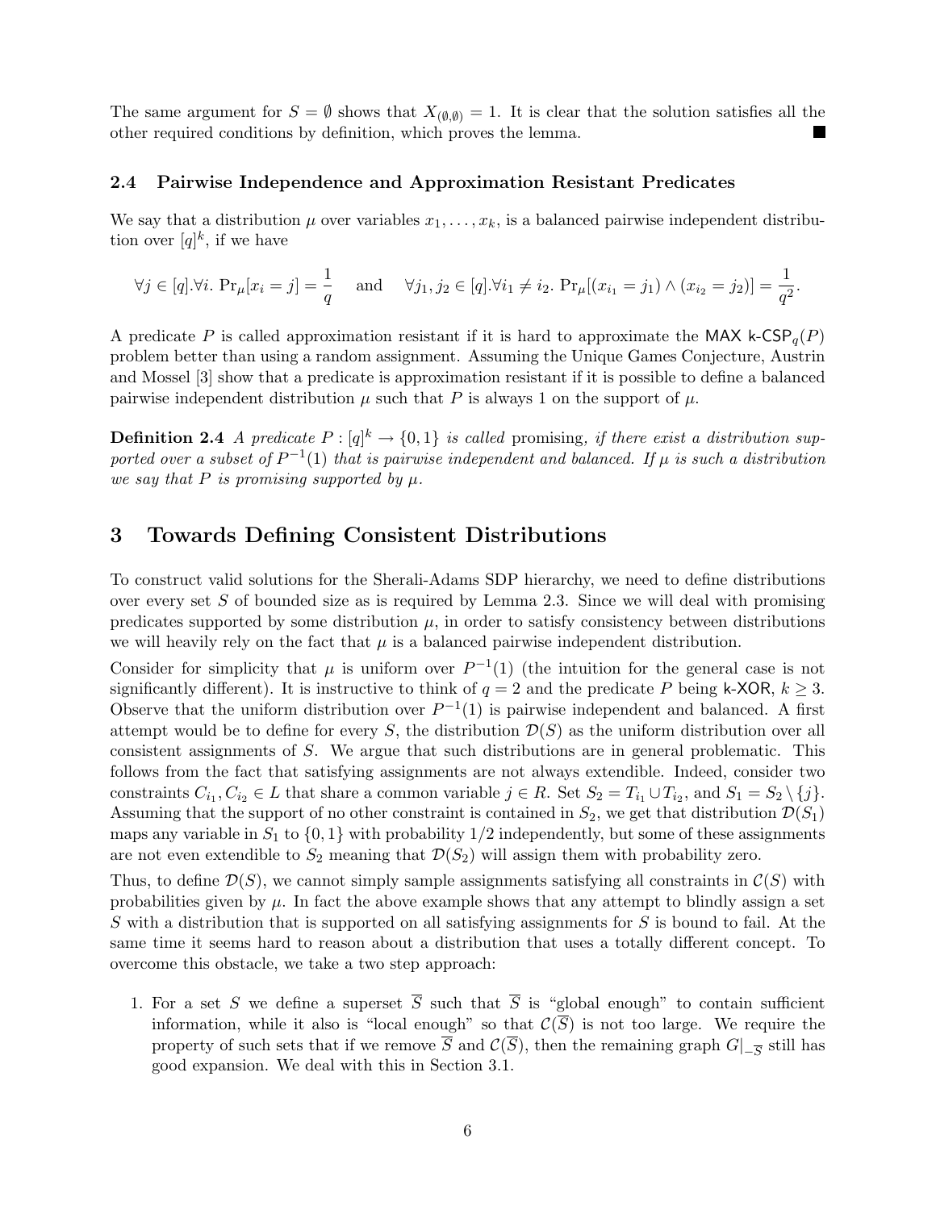The same argument for $S = \emptyset$ shows that $X_{(\emptyset,\emptyset)} = 1$. It is clear that the solution satisfies all the other required conditions by definition, which proves the lemma. ■

### 2.4 Pairwise Independence and Approximation Resistant Predicates

We say that a distribution $\mu$ over variables $x_1, \ldots, x_k$, is a balanced pairwise independent distribution over $[q]^k$, if we have

$$\forall j \in [q].\forall i.\ \Pr_\mu[x_i = j] = \frac{1}{q} \quad \text{and} \quad \forall j_1, j_2 \in [q].\forall i_1 \neq i_2.\ \Pr_\mu[(x_{i_1} = j_1) \wedge (x_{i_2} = j_2)] = \frac{1}{q^2}.$$

A predicate $P$ is called approximation resistant if it is hard to approximate the $\mathsf{MAX\ k\text{-}CSP}_q(P)$ problem better than using a random assignment. Assuming the Unique Games Conjecture, Austrin and Mossel [3] show that a predicate is approximation resistant if it is possible to define a balanced pairwise independent distribution $\mu$ such that $P$ is always 1 on the support of $\mu$.

**Definition 2.4** *A predicate $P : [q]^k \to \{0, 1\}$ is called* promising*, if there exist a distribution supported over a subset of $P^{-1}(1)$ that is pairwise independent and balanced. If $\mu$ is such a distribution we say that $P$ is promising supported by $\mu$.*

## 3 Towards Defining Consistent Distributions

To construct valid solutions for the Sherali-Adams SDP hierarchy, we need to define distributions over every set $S$ of bounded size as is required by Lemma 2.3. Since we will deal with promising predicates supported by some distribution $\mu$, in order to satisfy consistency between distributions we will heavily rely on the fact that $\mu$ is a balanced pairwise independent distribution.

Consider for simplicity that $\mu$ is uniform over $P^{-1}(1)$ (the intuition for the general case is not significantly different). It is instructive to think of $q = 2$ and the predicate $P$ being $\mathsf{k\text{-}XOR}$, $k \geq 3$. Observe that the uniform distribution over $P^{-1}(1)$ is pairwise independent and balanced. A first attempt would be to define for every $S$, the distribution $\mathcal{D}(S)$ as the uniform distribution over all consistent assignments of $S$. We argue that such distributions are in general problematic. This follows from the fact that satisfying assignments are not always extendible. Indeed, consider two constraints $C_{i_1}, C_{i_2} \in L$ that share a common variable $j \in R$. Set $S_2 = T_{i_1} \cup T_{i_2}$, and $S_1 = S_2 \setminus \{j\}$. Assuming that the support of no other constraint is contained in $S_2$, we get that distribution $\mathcal{D}(S_1)$ maps any variable in $S_1$ to $\{0, 1\}$ with probability $1/2$ independently, but some of these assignments are not even extendible to $S_2$ meaning that $\mathcal{D}(S_2)$ will assign them with probability zero.

Thus, to define $\mathcal{D}(S)$, we cannot simply sample assignments satisfying all constraints in $\mathcal{C}(S)$ with probabilities given by $\mu$. In fact the above example shows that any attempt to blindly assign a set $S$ with a distribution that is supported on all satisfying assignments for $S$ is bound to fail. At the same time it seems hard to reason about a distribution that uses a totally different concept. To overcome this obstacle, we take a two step approach:

1. For a set $S$ we define a superset $\overline{S}$ such that $\overline{S}$ is "global enough" to contain sufficient information, while it also is "local enough" so that $\mathcal{C}(\overline{S})$ is not too large. We require the property of such sets that if we remove $\overline{S}$ and $\mathcal{C}(\overline{S})$, then the remaining graph $G|_{-\overline{S}}$ still has good expansion. We deal with this in Section 3.1.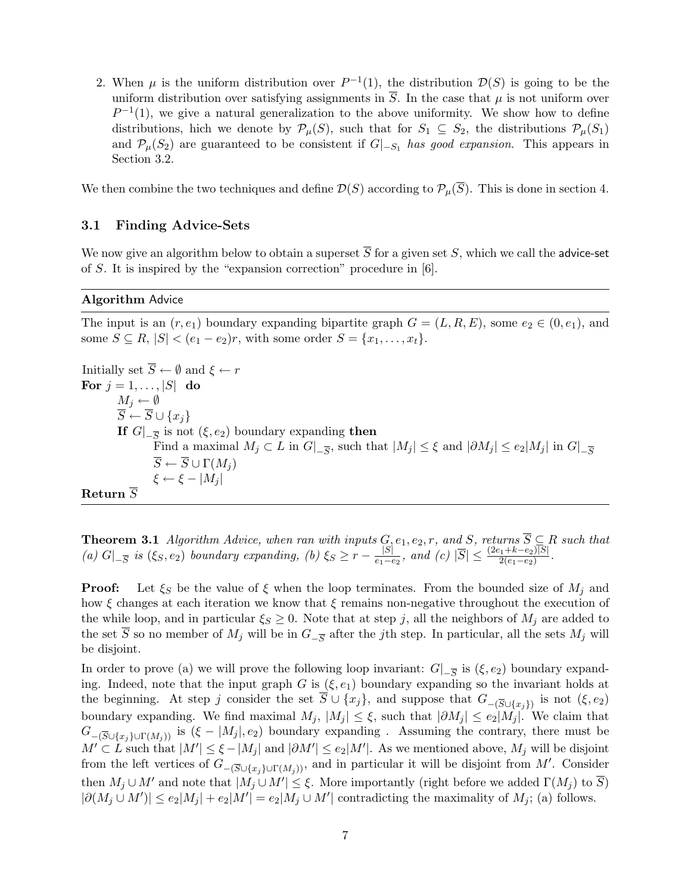2. When $\mu$ is the uniform distribution over $P^{-1}(1)$, the distribution $\mathcal{D}(S)$ is going to be the uniform distribution over satisfying assignments in $\overline{S}$. In the case that $\mu$ is not uniform over $P^{-1}(1)$, we give a natural generalization to the above uniformity. We show how to define distributions, hich we denote by $\mathcal{P}_\mu(S)$, such that for $S_1 \subseteq S_2$, the distributions $\mathcal{P}_\mu(S_1)$ and $\mathcal{P}_\mu(S_2)$ are guaranteed to be consistent if $G|_{-S_1}$ *has good expansion*. This appears in Section 3.2.

We then combine the two techniques and define $\mathcal{D}(S)$ according to $\mathcal{P}_\mu(\overline{S})$. This is done in section 4.

### 3.1 Finding Advice-Sets

We now give an algorithm below to obtain a superset $\overline{S}$ for a given set $S$, which we call the advice-set of $S$. It is inspired by the "expansion correction" procedure in [6].

---

**Algorithm** Advice

---

The input is an $(r, e_1)$ boundary expanding bipartite graph $G = (L, R, E)$, some $e_2 \in (0, e_1)$, and some $S \subseteq R$, $|S| < (e_1 - e_2)r$, with some order $S = \{x_1, \ldots, x_t\}$.

Initially set $\overline{S} \leftarrow \emptyset$ and $\xi \leftarrow r$
**For** $j = 1, \ldots, |S|$ **do**
    $M_j \leftarrow \emptyset$
    $\overline{S} \leftarrow \overline{S} \cup \{x_j\}$
    **If** $G|_{-\overline{S}}$ is not $(\xi, e_2)$ boundary expanding **then**
        Find a maximal $M_j \subset L$ in $G|_{-\overline{S}}$, such that $|M_j| \leq \xi$ and $|\partial M_j| \leq e_2|M_j|$ in $G|_{-\overline{S}}$
        $\overline{S} \leftarrow \overline{S} \cup \Gamma(M_j)$
        $\xi \leftarrow \xi - |M_j|$
**Return** $\overline{S}$

---

**Theorem 3.1** *Algorithm Advice, when ran with inputs $G, e_1, e_2, r$, and $S$, returns $\overline{S} \subseteq R$ such that (a) $G|_{-\overline{S}}$ is $(\xi_S, e_2)$ boundary expanding, (b) $\xi_S \geq r - \frac{|S|}{e_1 - e_2}$, and (c) $|\overline{S}| \leq \frac{(2e_1 + k - e_2)|S|}{2(e_1 - e_2)}$.*

**Proof:** Let $\xi_S$ be the value of $\xi$ when the loop terminates. From the bounded size of $M_j$ and how $\xi$ changes at each iteration we know that $\xi$ remains non-negative throughout the execution of the while loop, and in particular $\xi_S \geq 0$. Note that at step $j$, all the neighbors of $M_j$ are added to the set $\overline{S}$ so no member of $M_j$ will be in $G_{-\overline{S}}$ after the $j$th step. In particular, all the sets $M_j$ will be disjoint.

In order to prove (a) we will prove the following loop invariant: $G|_{-\overline{S}}$ is $(\xi, e_2)$ boundary expanding. Indeed, note that the input graph $G$ is $(\xi, e_1)$ boundary expanding so the invariant holds at the beginning. At step $j$ consider the set $\overline{S} \cup \{x_j\}$, and suppose that $G_{-(\overline{S} \cup \{x_j\})}$ is not $(\xi, e_2)$ boundary expanding. We find maximal $M_j$, $|M_j| \leq \xi$, such that $|\partial M_j| \leq e_2|M_j|$. We claim that $G_{-(\overline{S} \cup \{x_j\} \cup \Gamma(M_j))}$ is $(\xi - |M_j|, e_2)$ boundary expanding . Assuming the contrary, there must be $M' \subset L$ such that $|M'| \leq \xi - |M_j|$ and $|\partial M'| \leq e_2|M'|$. As we mentioned above, $M_j$ will be disjoint from the left vertices of $G_{-(\overline{S} \cup \{x_j\} \cup \Gamma(M_j))}$, and in particular it will be disjoint from $M'$. Consider then $M_j \cup M'$ and note that $|M_j \cup M'| \leq \xi$. More importantly (right before we added $\Gamma(M_j)$ to $\overline{S}$) $|\partial(M_j \cup M')| \leq e_2|M_j| + e_2|M'| = e_2|M_j \cup M'|$ contradicting the maximality of $M_j$; (a) follows.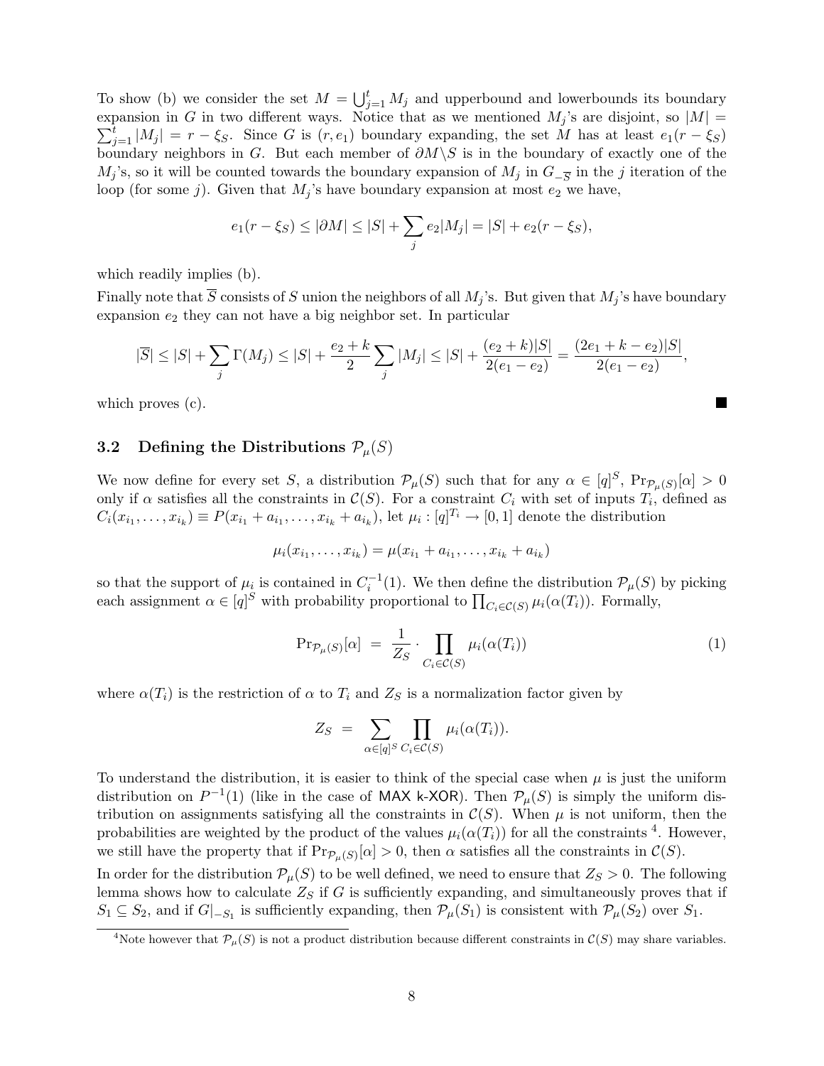To show (b) we consider the set $M = \bigcup_{j=1}^{t} M_j$ and upperbound and lowerbounds its boundary expansion in $G$ in two different ways. Notice that as we mentioned $M_j$'s are disjoint, so $|M| = \sum_{j=1}^{t} |M_j| = r - \xi_S$. Since $G$ is $(r, e_1)$ boundary expanding, the set $M$ has at least $e_1(r - \xi_S)$ boundary neighbors in $G$. But each member of $\partial M \backslash S$ is in the boundary of exactly one of the $M_j$'s, so it will be counted towards the boundary expansion of $M_j$ in $G_{-\overline{S}}$ in the $j$ iteration of the loop (for some $j$). Given that $M_j$'s have boundary expansion at most $e_2$ we have,

$$e_1(r - \xi_S) \leq |\partial M| \leq |S| + \sum_j e_2 |M_j| = |S| + e_2(r - \xi_S),$$

which readily implies (b).

Finally note that $\overline{S}$ consists of $S$ union the neighbors of all $M_j$'s. But given that $M_j$'s have boundary expansion $e_2$ they can not have a big neighbor set. In particular

$$|\overline{S}| \leq |S| + \sum_j \Gamma(M_j) \leq |S| + \frac{e_2 + k}{2} \sum_j |M_j| \leq |S| + \frac{(e_2 + k)|S|}{2(e_1 - e_2)} = \frac{(2e_1 + k - e_2)|S|}{2(e_1 - e_2)},$$

which proves (c). ■

### 3.2 Defining the Distributions $\mathcal{P}_\mu(S)$

We now define for every set $S$, a distribution $\mathcal{P}_\mu(S)$ such that for any $\alpha \in [q]^S$, $\Pr_{\mathcal{P}_\mu(S)}[\alpha] > 0$ only if $\alpha$ satisfies all the constraints in $\mathcal{C}(S)$. For a constraint $C_i$ with set of inputs $T_i$, defined as $C_i(x_{i_1}, \ldots, x_{i_k}) \equiv P(x_{i_1} + a_{i_1}, \ldots, x_{i_k} + a_{i_k})$, let $\mu_i : [q]^{T_i} \to [0, 1]$ denote the distribution

$$\mu_i(x_{i_1}, \ldots, x_{i_k}) = \mu(x_{i_1} + a_{i_1}, \ldots, x_{i_k} + a_{i_k})$$

so that the support of $\mu_i$ is contained in $C_i^{-1}(1)$. We then define the distribution $\mathcal{P}_\mu(S)$ by picking each assignment $\alpha \in [q]^S$ with probability proportional to $\prod_{C_i \in \mathcal{C}(S)} \mu_i(\alpha(T_i))$. Formally,

$$\Pr_{\mathcal{P}_\mu(S)}[\alpha] \;=\; \frac{1}{Z_S} \cdot \prod_{C_i \in \mathcal{C}(S)} \mu_i(\alpha(T_i)) \tag{1}$$

where $\alpha(T_i)$ is the restriction of $\alpha$ to $T_i$ and $Z_S$ is a normalization factor given by

$$Z_S \;=\; \sum_{\alpha \in [q]^S} \prod_{C_i \in \mathcal{C}(S)} \mu_i(\alpha(T_i)).$$

To understand the distribution, it is easier to think of the special case when $\mu$ is just the uniform distribution on $P^{-1}(1)$ (like in the case of MAX k-XOR). Then $\mathcal{P}_\mu(S)$ is simply the uniform distribution on assignments satisfying all the constraints in $\mathcal{C}(S)$. When $\mu$ is not uniform, then the probabilities are weighted by the product of the values $\mu_i(\alpha(T_i))$ for all the constraints [4]. However, we still have the property that if $\Pr_{\mathcal{P}_\mu(S)}[\alpha] > 0$, then $\alpha$ satisfies all the constraints in $\mathcal{C}(S)$.

In order for the distribution $\mathcal{P}_\mu(S)$ to be well defined, we need to ensure that $Z_S > 0$. The following lemma shows how to calculate $Z_S$ if $G$ is sufficiently expanding, and simultaneously proves that if $S_1 \subseteq S_2$, and if $G|_{-S_1}$ is sufficiently expanding, then $\mathcal{P}_\mu(S_1)$ is consistent with $\mathcal{P}_\mu(S_2)$ over $S_1$.

[4] Note however that $\mathcal{P}_\mu(S)$ is not a product distribution because different constraints in $\mathcal{C}(S)$ may share variables.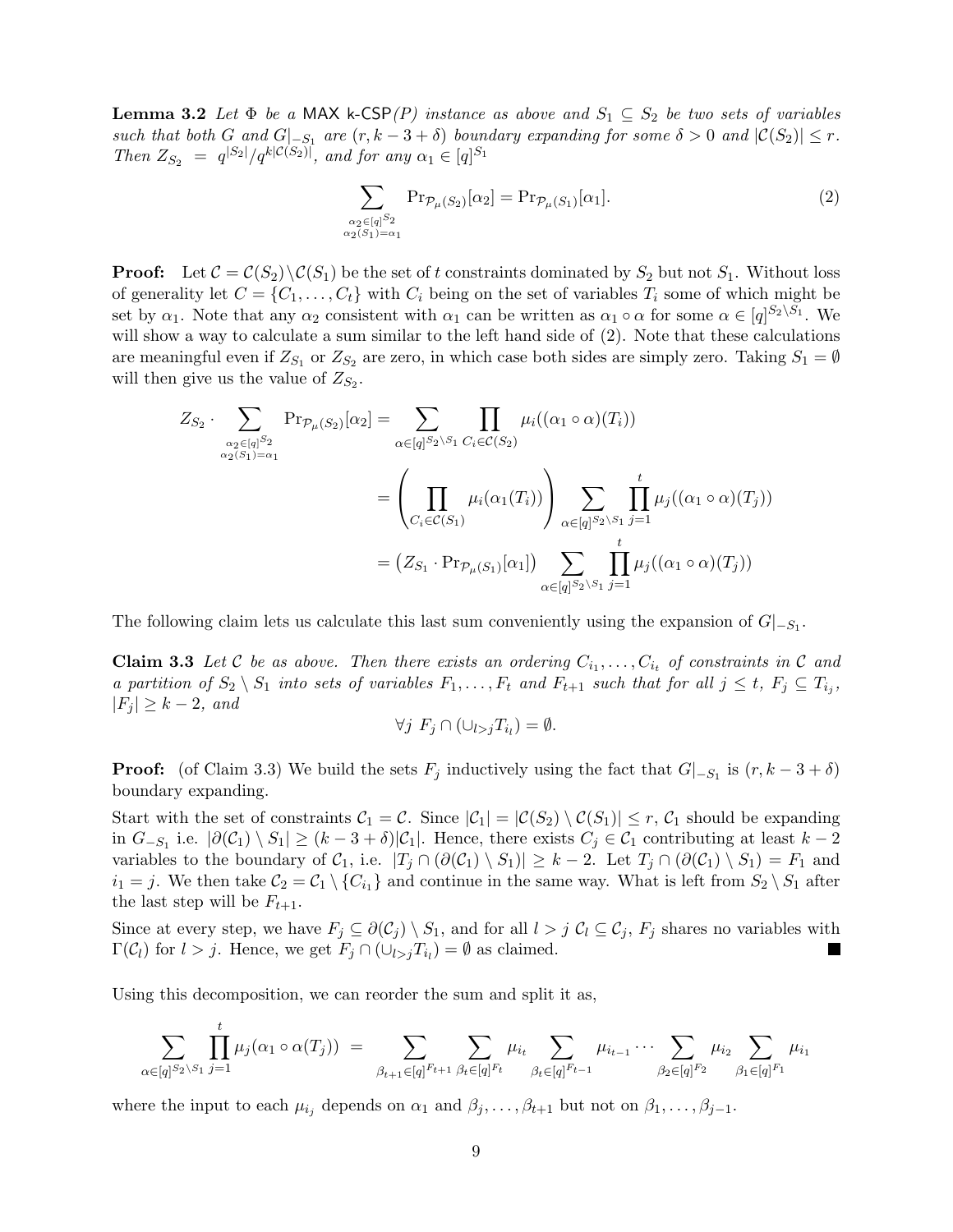**Lemma 3.2** *Let $\Phi$ be a* MAX k-CSP*(P) instance as above and $S_1 \subseteq S_2$ be two sets of variables such that both $G$ and $G|_{-S_1}$ are $(r, k-3+\delta)$ boundary expanding for some $\delta > 0$ and $|\mathcal{C}(S_2)| \le r$. Then $Z_{S_2} = q^{|S_2|}/q^{k|\mathcal{C}(S_2)|}$, and for any $\alpha_1 \in [q]^{S_1}$*

$$\sum_{\substack{\alpha_2 \in [q]^{S_2} \\ \alpha_2(S_1)=\alpha_1}} \Pr_{\mathcal{P}_\mu(S_2)}[\alpha_2] = \Pr_{\mathcal{P}_\mu(S_1)}[\alpha_1]. \tag{2}$$

**Proof:** Let $\mathcal{C} = \mathcal{C}(S_2) \setminus \mathcal{C}(S_1)$ be the set of $t$ constraints dominated by $S_2$ but not $S_1$. Without loss of generality let $C = \{C_1, \ldots, C_t\}$ with $C_i$ being on the set of variables $T_i$ some of which might be set by $\alpha_1$. Note that any $\alpha_2$ consistent with $\alpha_1$ can be written as $\alpha_1 \circ \alpha$ for some $\alpha \in [q]^{S_2 \setminus S_1}$. We will show a way to calculate a sum similar to the left hand side of (2). Note that these calculations are meaningful even if $Z_{S_1}$ or $Z_{S_2}$ are zero, in which case both sides are simply zero. Taking $S_1 = \emptyset$ will then give us the value of $Z_{S_2}$.

$$\begin{aligned}
Z_{S_2} \cdot \sum_{\substack{\alpha_2 \in [q]^{S_2} \\ \alpha_2(S_1)=\alpha_1}} \Pr_{\mathcal{P}_\mu(S_2)}[\alpha_2] &= \sum_{\alpha \in [q]^{S_2 \setminus S_1}} \prod_{C_i \in \mathcal{C}(S_2)} \mu_i((\alpha_1 \circ \alpha)(T_i)) \\
&= \left( \prod_{C_i \in \mathcal{C}(S_1)} \mu_i(\alpha_1(T_i)) \right) \sum_{\alpha \in [q]^{S_2 \setminus S_1}} \prod_{j=1}^{t} \mu_j((\alpha_1 \circ \alpha)(T_j)) \\
&= \left( Z_{S_1} \cdot \Pr_{\mathcal{P}_\mu(S_1)}[\alpha_1] \right) \sum_{\alpha \in [q]^{S_2 \setminus S_1}} \prod_{j=1}^{t} \mu_j((\alpha_1 \circ \alpha)(T_j))
\end{aligned}$$

The following claim lets us calculate this last sum conveniently using the expansion of $G|_{-S_1}$.

**Claim 3.3** *Let $\mathcal{C}$ be as above. Then there exists an ordering $C_{i_1}, \ldots, C_{i_t}$ of constraints in $\mathcal{C}$ and a partition of $S_2 \setminus S_1$ into sets of variables $F_1, \ldots, F_t$ and $F_{t+1}$ such that for all $j \le t$, $F_j \subseteq T_{i_j}$, $|F_j| \ge k-2$, and*

$$\forall j \;\; F_j \cap (\cup_{l>j} T_{i_l}) = \emptyset.$$

**Proof:** (of Claim 3.3) We build the sets $F_j$ inductively using the fact that $G|_{-S_1}$ is $(r, k-3+\delta)$ boundary expanding.

Start with the set of constraints $\mathcal{C}_1 = \mathcal{C}$. Since $|\mathcal{C}_1| = |\mathcal{C}(S_2) \setminus \mathcal{C}(S_1)| \le r$, $\mathcal{C}_1$ should be expanding in $G_{-S_1}$ i.e. $|\partial(\mathcal{C}_1) \setminus S_1| \ge (k-3+\delta)|\mathcal{C}_1|$. Hence, there exists $C_j \in \mathcal{C}_1$ contributing at least $k-2$ variables to the boundary of $\mathcal{C}_1$, i.e. $|T_j \cap (\partial(\mathcal{C}_1) \setminus S_1)| \ge k-2$. Let $T_j \cap (\partial(\mathcal{C}_1) \setminus S_1) = F_1$ and $i_1 = j$. We then take $\mathcal{C}_2 = \mathcal{C}_1 \setminus \{C_{i_1}\}$ and continue in the same way. What is left from $S_2 \setminus S_1$ after the last step will be $F_{t+1}$.

Since at every step, we have $F_j \subseteq \partial(\mathcal{C}_j) \setminus S_1$, and for all $l > j$ $\mathcal{C}_l \subseteq \mathcal{C}_j$, $F_j$ shares no variables with $\Gamma(\mathcal{C}_l)$ for $l > j$. Hence, we get $F_j \cap (\cup_{l>j} T_{i_l}) = \emptyset$ as claimed. ∎

Using this decomposition, we can reorder the sum and split it as,

$$\sum_{\alpha \in [q]^{S_2 \setminus S_1}} \prod_{j=1}^{t} \mu_j(\alpha_1 \circ \alpha(T_j)) \;=\; \sum_{\beta_{t+1} \in [q]^{F_{t+1}}} \sum_{\beta_t \in [q]^{F_t}} \mu_{i_t} \sum_{\beta_t \in [q]^{F_{t-1}}} \mu_{i_{t-1}} \cdots \sum_{\beta_2 \in [q]^{F_2}} \mu_{i_2} \sum_{\beta_1 \in [q]^{F_1}} \mu_{i_1}$$

where the input to each $\mu_{i_j}$ depends on $\alpha_1$ and $\beta_j, \ldots, \beta_{t+1}$ but not on $\beta_1, \ldots, \beta_{j-1}$.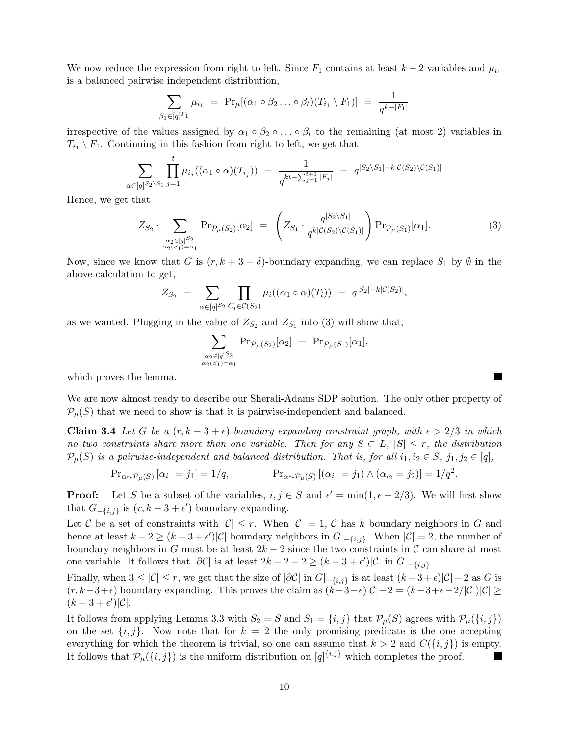We now reduce the expression from right to left. Since $F_1$ contains at least $k-2$ variables and $\mu_{i_1}$ is a balanced pairwise independent distribution,

$$\sum_{\beta_1 \in [q]^{F_1}} \mu_{i_1} \;=\; \Pr_\mu[(\alpha_1 \circ \beta_2 \ldots \circ \beta_t)(T_{i_1} \setminus F_1)] \;=\; \frac{1}{q^{k-|F_1|}}$$

irrespective of the values assigned by $\alpha_1 \circ \beta_2 \circ \ldots \circ \beta_t$ to the remaining (at most 2) variables in $T_{i_1} \setminus F_1$. Continuing in this fashion from right to left, we get that

$$\sum_{\alpha \in [q]^{S_2 \setminus S_1}} \prod_{j=1}^{t} \mu_{i_j}((\alpha_1 \circ \alpha)(T_{i_j})) \;=\; \frac{1}{q^{kt - \sum_{j=1}^{t+1} |F_j|}} \;=\; q^{|S_2 \setminus S_1| - k|\mathcal{C}(S_2) \setminus \mathcal{C}(S_1)|}$$

Hence, we get that

$$Z_{S_2} \cdot \sum_{\substack{\alpha_2 \in [q]^{S_2} \\ \alpha_2(S_1) = \alpha_1}} \Pr_{\mathcal{P}_\mu(S_2)}[\alpha_2] \;=\; \left( Z_{S_1} \cdot \frac{q^{|S_2 \setminus S_1|}}{q^{k|\mathcal{C}(S_2) \setminus \mathcal{C}(S_1)|}} \right) \Pr_{\mathcal{P}_\mu(S_1)}[\alpha_1]. \tag{3}$$

Now, since we know that $G$ is $(r, k+3-\delta)$-boundary expanding, we can replace $S_1$ by $\emptyset$ in the above calculation to get,

$$Z_{S_2} \;=\; \sum_{\alpha \in [q]^{S_2}} \prod_{C_i \in \mathcal{C}(S_2)} \mu_i((\alpha_1 \circ \alpha)(T_i)) \;=\; q^{|S_2| - k|\mathcal{C}(S_2)|},$$

as we wanted. Plugging in the value of $Z_{S_2}$ and $Z_{S_1}$ into (3) will show that,

$$\sum_{\substack{\alpha_2 \in [q]^{S_2} \\ \alpha_2(S_1) = \alpha_1}} \Pr_{\mathcal{P}_\mu(S_2)}[\alpha_2] \;=\; \Pr_{\mathcal{P}_\mu(S_1)}[\alpha_1],$$

which proves the lemma. ∎

We are now almost ready to describe our Sherali-Adams SDP solution. The only other property of $\mathcal{P}_\mu(S)$ that we need to show is that it is pairwise-independent and balanced.

**Claim 3.4** *Let $G$ be a $(r, k-3+\epsilon)$-boundary expanding constraint graph, with $\epsilon > 2/3$ in which no two constraints share more than one variable. Then for any $S \subset L$, $|S| \leq r$, the distribution $\mathcal{P}_\mu(S)$ is a pairwise-independent and balanced distribution. That is, for all $i_1, i_2 \in S$, $j_1, j_2 \in [q]$,*

$$\Pr_{\alpha \sim \mathcal{P}_\mu(S)}[\alpha_{i_1} = j_1] = 1/q, \qquad\qquad \Pr_{\alpha \sim \mathcal{P}_\mu(S)}[(\alpha_{i_1} = j_1) \wedge (\alpha_{i_2} = j_2)] = 1/q^2.$$

**Proof:** Let $S$ be a subset of the variables, $i, j \in S$ and $\epsilon' = \min(1, \epsilon - 2/3)$. We will first show that $G_{-\{i,j\}}$ is $(r, k-3+\epsilon')$ boundary expanding.

Let $\mathcal{C}$ be a set of constraints with $|\mathcal{C}| \leq r$. When $|\mathcal{C}| = 1$, $\mathcal{C}$ has $k$ boundary neighbors in $G$ and hence at least $k-2 \geq (k-3+\epsilon')|\mathcal{C}|$ boundary neighbors in $G|_{-\{i,j\}}$. When $|\mathcal{C}| = 2$, the number of boundary neighbors in $G$ must be at least $2k-2$ since the two constraints in $\mathcal{C}$ can share at most one variable. It follows that $|\partial\mathcal{C}|$ is at least $2k-2-2 \geq (k-3+\epsilon')|\mathcal{C}|$ in $G|_{-\{i,j\}}$.

Finally, when $3 \leq |\mathcal{C}| \leq r$, we get that the size of $|\partial\mathcal{C}|$ in $G|_{-\{i,j\}}$ is at least $(k-3+\epsilon)|\mathcal{C}|-2$ as $G$ is $(r, k-3+\epsilon)$ boundary expanding. This proves the claim as $(k-3+\epsilon)|\mathcal{C}|-2 = (k-3+\epsilon-2/|\mathcal{C}|)|\mathcal{C}| \geq (k-3+\epsilon')|\mathcal{C}|$.

It follows from applying Lemma 3.3 with $S_2 = S$ and $S_1 = \{i,j\}$ that $\mathcal{P}_\mu(S)$ agrees with $\mathcal{P}_\mu(\{i,j\})$ on the set $\{i,j\}$. Now note that for $k = 2$ the only promising predicate is the one accepting everything for which the theorem is trivial, so one can assume that $k > 2$ and $C(\{i,j\})$ is empty. It follows that $\mathcal{P}_\mu(\{i,j\})$ is the uniform distribution on $[q]^{\{i,j\}}$ which completes the proof. ∎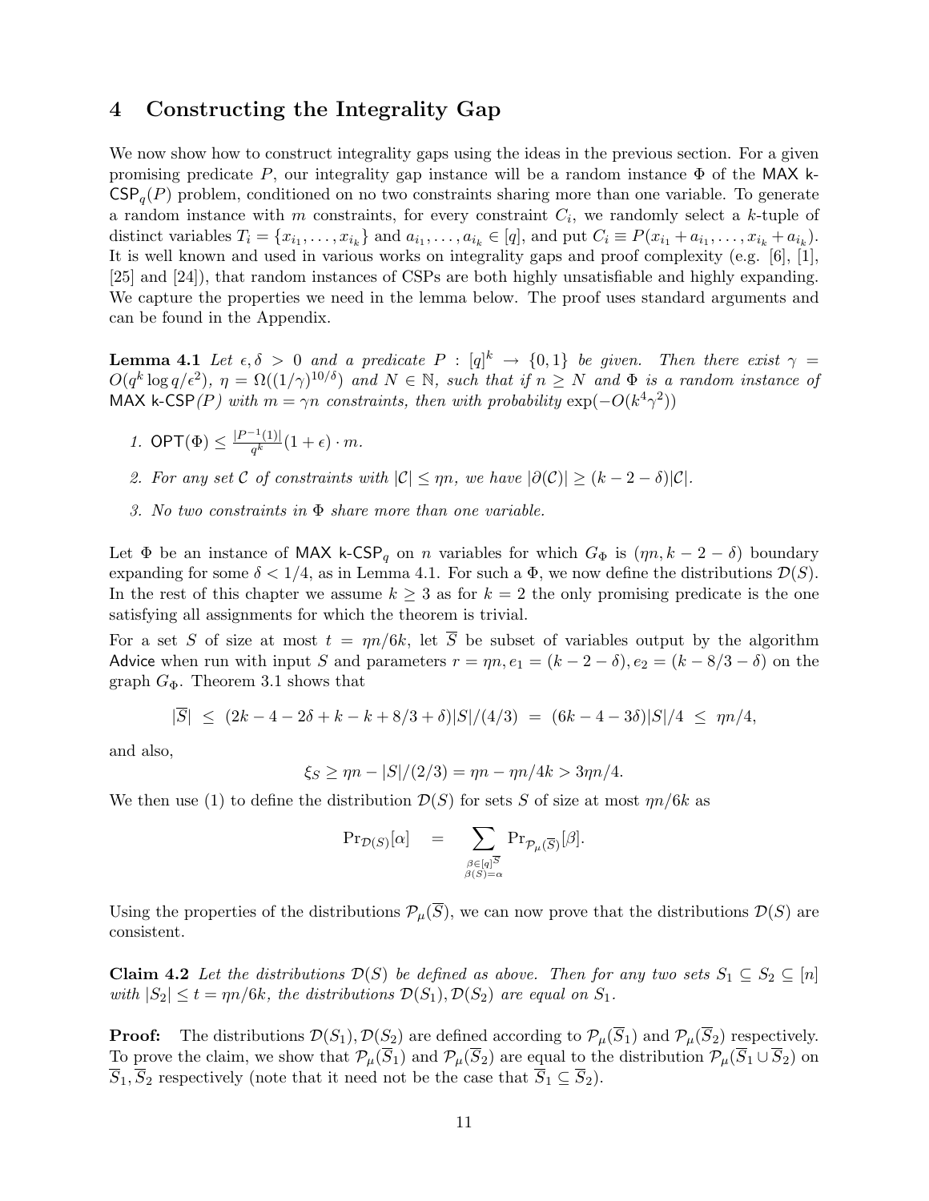## 4 Constructing the Integrality Gap

We now show how to construct integrality gaps using the ideas in the previous section. For a given promising predicate $P$, our integrality gap instance will be a random instance $\Phi$ of the MAX k-CSP$_q(P)$ problem, conditioned on no two constraints sharing more than one variable. To generate a random instance with $m$ constraints, for every constraint $C_i$, we randomly select a $k$-tuple of distinct variables $T_i = \{x_{i_1}, \ldots, x_{i_k}\}$ and $a_{i_1}, \ldots, a_{i_k} \in [q]$, and put $C_i \equiv P(x_{i_1} + a_{i_1}, \ldots, x_{i_k} + a_{i_k})$. It is well known and used in various works on integrality gaps and proof complexity (e.g. [6], [1], [25] and [24]), that random instances of CSPs are both highly unsatisfiable and highly expanding. We capture the properties we need in the lemma below. The proof uses standard arguments and can be found in the Appendix.

**Lemma 4.1** *Let $\epsilon, \delta > 0$ and a predicate $P : [q]^k \to \{0,1\}$ be given. Then there exist $\gamma = O(q^k \log q/\epsilon^2)$, $\eta = \Omega((1/\gamma)^{10/\delta})$ and $N \in \mathbb{N}$, such that if $n \geq N$ and $\Phi$ is a random instance of* MAX k-CSP*$(P)$ with $m = \gamma n$ constraints, then with probability $\exp(-O(k^4\gamma^2))$*

1. *$\mathsf{OPT}(\Phi) \leq \frac{|P^{-1}(1)|}{q^k}(1+\epsilon) \cdot m$.*
2. *For any set $\mathcal{C}$ of constraints with $|\mathcal{C}| \leq \eta n$, we have $|\partial(\mathcal{C})| \geq (k-2-\delta)|\mathcal{C}|$.*
3. *No two constraints in $\Phi$ share more than one variable.*

Let $\Phi$ be an instance of MAX k-CSP$_q$ on $n$ variables for which $G_\Phi$ is $(\eta n, k-2-\delta)$ boundary expanding for some $\delta < 1/4$, as in Lemma 4.1. For such a $\Phi$, we now define the distributions $\mathcal{D}(S)$. In the rest of this chapter we assume $k \geq 3$ as for $k = 2$ the only promising predicate is the one satisfying all assignments for which the theorem is trivial.

For a set $S$ of size at most $t = \eta n/6k$, let $\overline{S}$ be subset of variables output by the algorithm Advice when run with input $S$ and parameters $r = \eta n, e_1 = (k-2-\delta), e_2 = (k - 8/3 - \delta)$ on the graph $G_\Phi$. Theorem 3.1 shows that

$$|\overline{S}| \;\leq\; (2k - 4 - 2\delta + k - k + 8/3 + \delta)|S|/(4/3) \;=\; (6k - 4 - 3\delta)|S|/4 \;\leq\; \eta n/4,$$

and also,

$$\xi_S \geq \eta n - |S|/(2/3) = \eta n - \eta n/4k > 3\eta n/4.$$

We then use (1) to define the distribution $\mathcal{D}(S)$ for sets $S$ of size at most $\eta n/6k$ as

$$\Pr_{\mathcal{D}(S)}[\alpha] \quad = \quad \sum_{\substack{\beta \in [q]^{\overline{S}} \\ \beta(S) = \alpha}} \Pr_{\mathcal{P}_\mu(\overline{S})}[\beta].$$

Using the properties of the distributions $\mathcal{P}_\mu(\overline{S})$, we can now prove that the distributions $\mathcal{D}(S)$ are consistent.

**Claim 4.2** *Let the distributions $\mathcal{D}(S)$ be defined as above. Then for any two sets $S_1 \subseteq S_2 \subseteq [n]$ with $|S_2| \leq t = \eta n/6k$, the distributions $\mathcal{D}(S_1), \mathcal{D}(S_2)$ are equal on $S_1$.*

**Proof:** The distributions $\mathcal{D}(S_1), \mathcal{D}(S_2)$ are defined according to $\mathcal{P}_\mu(\overline{S}_1)$ and $\mathcal{P}_\mu(\overline{S}_2)$ respectively. To prove the claim, we show that $\mathcal{P}_\mu(\overline{S}_1)$ and $\mathcal{P}_\mu(\overline{S}_2)$ are equal to the distribution $\mathcal{P}_\mu(\overline{S}_1 \cup \overline{S}_2)$ on $\overline{S}_1, \overline{S}_2$ respectively (note that it need not be the case that $\overline{S}_1 \subseteq \overline{S}_2$).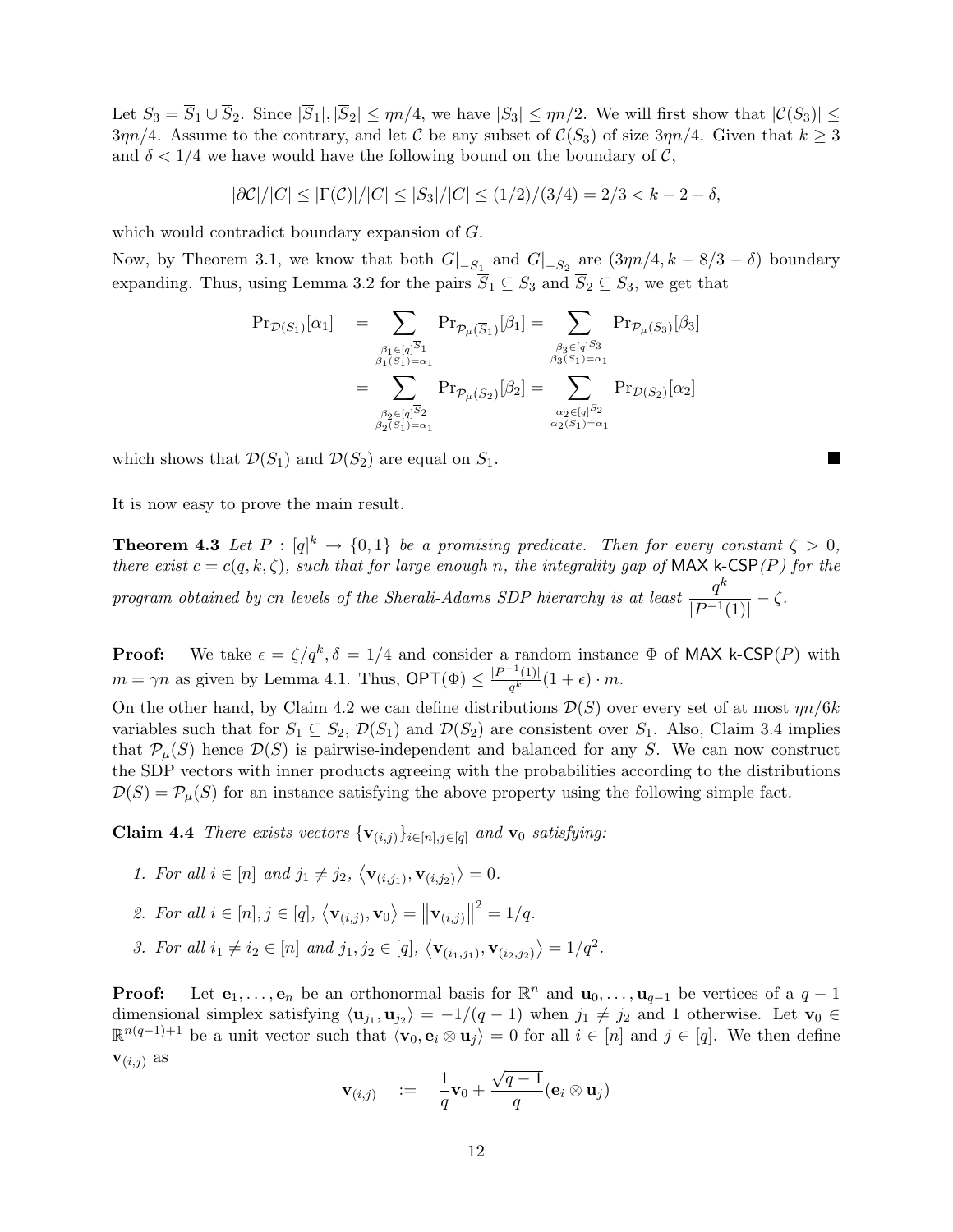Let $S_3 = \overline{S}_1 \cup \overline{S}_2$. Since $|\overline{S}_1|, |\overline{S}_2| \leq \eta n/4$, we have $|S_3| \leq \eta n/2$. We will first show that $|\mathcal{C}(S_3)| \leq 3\eta n/4$. Assume to the contrary, and let $\mathcal{C}$ be any subset of $\mathcal{C}(S_3)$ of size $3\eta n/4$. Given that $k \geq 3$ and $\delta < 1/4$ we have would have the following bound on the boundary of $\mathcal{C}$,

$$|\partial \mathcal{C}|/|C| \leq |\Gamma(\mathcal{C})|/|C| \leq |S_3|/|C| \leq (1/2)/(3/4) = 2/3 < k - 2 - \delta,$$

which would contradict boundary expansion of $G$.

Now, by Theorem 3.1, we know that both $G|_{-\overline{S}_1}$ and $G|_{-\overline{S}_2}$ are $(3\eta n/4, k - 8/3 - \delta)$ boundary expanding. Thus, using Lemma 3.2 for the pairs $\overline{S}_1 \subseteq S_3$ and $\overline{S}_2 \subseteq S_3$, we get that

$$\begin{aligned}
\Pr_{\mathcal{D}(S_1)}[\alpha_1] &= \sum_{\substack{\beta_1 \in [q]^{\overline{S}_1} \\ \beta_1(S_1) = \alpha_1}} \Pr_{\mathcal{P}_\mu(\overline{S}_1)}[\beta_1] = \sum_{\substack{\beta_3 \in [q]^{S_3} \\ \beta_3(S_1) = \alpha_1}} \Pr_{\mathcal{P}_\mu(S_3)}[\beta_3] \\
&= \sum_{\substack{\beta_2 \in [q]^{\overline{S}_2} \\ \beta_2(S_1) = \alpha_1}} \Pr_{\mathcal{P}_\mu(\overline{S}_2)}[\beta_2] = \sum_{\substack{\alpha_2 \in [q]^{S_2} \\ \alpha_2(S_1) = \alpha_1}} \Pr_{\mathcal{D}(S_2)}[\alpha_2]
\end{aligned}$$

which shows that $\mathcal{D}(S_1)$ and $\mathcal{D}(S_2)$ are equal on $S_1$. ■

It is now easy to prove the main result.

**Theorem 4.3** *Let $P : [q]^k \to \{0, 1\}$ be a promising predicate. Then for every constant $\zeta > 0$, there exist $c = c(q, k, \zeta)$, such that for large enough $n$, the integrality gap of* MAX k-CSP*$(P)$ for the program obtained by $cn$ levels of the Sherali-Adams SDP hierarchy is at least $\dfrac{q^k}{|P^{-1}(1)|} - \zeta$.*

**Proof:** We take $\epsilon = \zeta/q^k, \delta = 1/4$ and consider a random instance $\Phi$ of MAX k-CSP$(P)$ with $m = \gamma n$ as given by Lemma 4.1. Thus, $\mathsf{OPT}(\Phi) \leq \frac{|P^{-1}(1)|}{q^k}(1 + \epsilon) \cdot m$.

On the other hand, by Claim 4.2 we can define distributions $\mathcal{D}(S)$ over every set of at most $\eta n/6k$ variables such that for $S_1 \subseteq S_2$, $\mathcal{D}(S_1)$ and $\mathcal{D}(S_2)$ are consistent over $S_1$. Also, Claim 3.4 implies that $\mathcal{P}_\mu(\overline{S})$ hence $\mathcal{D}(S)$ is pairwise-independent and balanced for any $S$. We can now construct the SDP vectors with inner products agreeing with the probabilities according to the distributions $\mathcal{D}(S) = \mathcal{P}_\mu(\overline{S})$ for an instance satisfying the above property using the following simple fact.

**Claim 4.4** *There exists vectors $\{\mathbf{v}_{(i,j)}\}_{i \in [n], j \in [q]}$ and $\mathbf{v}_0$ satisfying:*

1. *For all $i \in [n]$ and $j_1 \neq j_2$, $\langle \mathbf{v}_{(i,j_1)}, \mathbf{v}_{(i,j_2)} \rangle = 0$.*
2. *For all $i \in [n], j \in [q]$, $\langle \mathbf{v}_{(i,j)}, \mathbf{v}_0 \rangle = \|\mathbf{v}_{(i,j)}\|^2 = 1/q$.*
3. *For all $i_1 \neq i_2 \in [n]$ and $j_1, j_2 \in [q]$, $\langle \mathbf{v}_{(i_1,j_1)}, \mathbf{v}_{(i_2,j_2)} \rangle = 1/q^2$.*

**Proof:** Let $\mathbf{e}_1, \ldots, \mathbf{e}_n$ be an orthonormal basis for $\mathbb{R}^n$ and $\mathbf{u}_0, \ldots, \mathbf{u}_{q-1}$ be vertices of a $q-1$ dimensional simplex satisfying $\langle \mathbf{u}_{j_1}, \mathbf{u}_{j_2} \rangle = -1/(q-1)$ when $j_1 \neq j_2$ and 1 otherwise. Let $\mathbf{v}_0 \in \mathbb{R}^{n(q-1)+1}$ be a unit vector such that $\langle \mathbf{v}_0, \mathbf{e}_i \otimes \mathbf{u}_j \rangle = 0$ for all $i \in [n]$ and $j \in [q]$. We then define $\mathbf{v}_{(i,j)}$ as

$$\mathbf{v}_{(i,j)} \quad := \quad \frac{1}{q}\mathbf{v}_0 + \frac{\sqrt{q-1}}{q}(\mathbf{e}_i \otimes \mathbf{u}_j)$$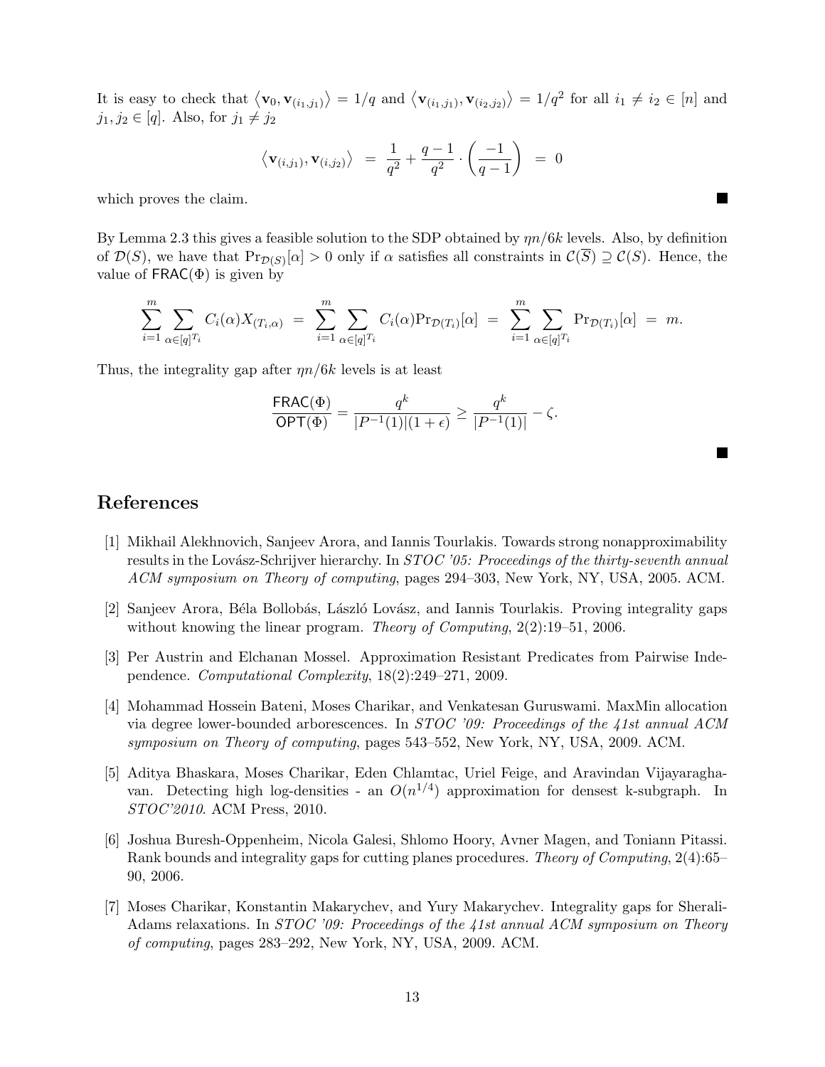It is easy to check that $\langle \mathbf{v}_0, \mathbf{v}_{(i_1,j_1)} \rangle = 1/q$ and $\langle \mathbf{v}_{(i_1,j_1)}, \mathbf{v}_{(i_2,j_2)} \rangle = 1/q^2$ for all $i_1 \neq i_2 \in [n]$ and $j_1, j_2 \in [q]$. Also, for $j_1 \neq j_2$

$$\langle \mathbf{v}_{(i,j_1)}, \mathbf{v}_{(i,j_2)} \rangle \;=\; \frac{1}{q^2} + \frac{q-1}{q^2} \cdot \left( \frac{-1}{q-1} \right) \;=\; 0$$

which proves the claim. ■

By Lemma 2.3 this gives a feasible solution to the SDP obtained by $\eta n/6k$ levels. Also, by definition of $\mathcal{D}(S)$, we have that $\Pr_{\mathcal{D}(S)}[\alpha] > 0$ only if $\alpha$ satisfies all constraints in $\mathcal{C}(\overline{S}) \supseteq \mathcal{C}(S)$. Hence, the value of $\mathsf{FRAC}(\Phi)$ is given by

$$\sum_{i=1}^{m} \sum_{\alpha \in [q]^{T_i}} C_i(\alpha) X_{(T_i,\alpha)} \;=\; \sum_{i=1}^{m} \sum_{\alpha \in [q]^{T_i}} C_i(\alpha) \Pr_{\mathcal{D}(T_i)}[\alpha] \;=\; \sum_{i=1}^{m} \sum_{\alpha \in [q]^{T_i}} \Pr_{\mathcal{D}(T_i)}[\alpha] \;=\; m.$$

Thus, the integrality gap after $\eta n/6k$ levels is at least

$$\frac{\mathsf{FRAC}(\Phi)}{\mathsf{OPT}(\Phi)} = \frac{q^k}{|P^{-1}(1)|(1+\epsilon)} \geq \frac{q^k}{|P^{-1}(1)|} - \zeta.$$

■

## References

[1] Mikhail Alekhnovich, Sanjeev Arora, and Iannis Tourlakis. Towards strong nonapproximability results in the Lovász-Schrijver hierarchy. In *STOC '05: Proceedings of the thirty-seventh annual ACM symposium on Theory of computing*, pages 294–303, New York, NY, USA, 2005. ACM.

[2] Sanjeev Arora, Béla Bollobás, László Lovász, and Iannis Tourlakis. Proving integrality gaps without knowing the linear program. *Theory of Computing*, 2(2):19–51, 2006.

[3] Per Austrin and Elchanan Mossel. Approximation Resistant Predicates from Pairwise Independence. *Computational Complexity*, 18(2):249–271, 2009.

[4] Mohammad Hossein Bateni, Moses Charikar, and Venkatesan Guruswami. MaxMin allocation via degree lower-bounded arborescences. In *STOC '09: Proceedings of the 41st annual ACM symposium on Theory of computing*, pages 543–552, New York, NY, USA, 2009. ACM.

[5] Aditya Bhaskara, Moses Charikar, Eden Chlamtac, Uriel Feige, and Aravindan Vijayaraghavan. Detecting high log-densities - an $O(n^{1/4})$ approximation for densest k-subgraph. In *STOC'2010*. ACM Press, 2010.

[6] Joshua Buresh-Oppenheim, Nicola Galesi, Shlomo Hoory, Avner Magen, and Toniann Pitassi. Rank bounds and integrality gaps for cutting planes procedures. *Theory of Computing*, 2(4):65–90, 2006.

[7] Moses Charikar, Konstantin Makarychev, and Yury Makarychev. Integrality gaps for Sherali-Adams relaxations. In *STOC '09: Proceedings of the 41st annual ACM symposium on Theory of computing*, pages 283–292, New York, NY, USA, 2009. ACM.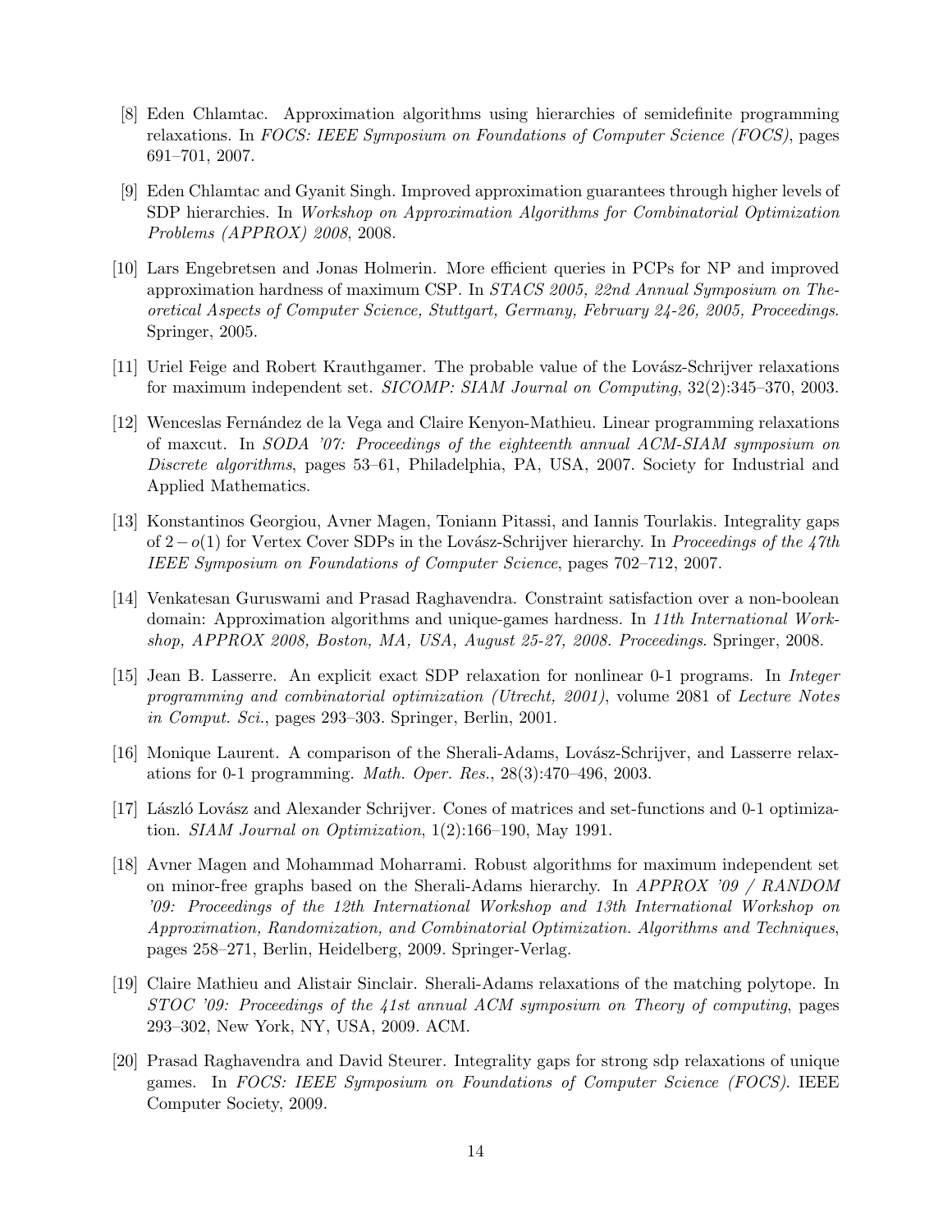[8] Eden Chlamtac. Approximation algorithms using hierarchies of semidefinite programming relaxations. In *FOCS: IEEE Symposium on Foundations of Computer Science (FOCS)*, pages 691–701, 2007.

[9] Eden Chlamtac and Gyanit Singh. Improved approximation guarantees through higher levels of SDP hierarchies. In *Workshop on Approximation Algorithms for Combinatorial Optimization Problems (APPROX) 2008*, 2008.

[10] Lars Engebretsen and Jonas Holmerin. More efficient queries in PCPs for NP and improved approximation hardness of maximum CSP. In *STACS 2005, 22nd Annual Symposium on Theoretical Aspects of Computer Science, Stuttgart, Germany, February 24-26, 2005, Proceedings*. Springer, 2005.

[11] Uriel Feige and Robert Krauthgamer. The probable value of the Lovász-Schrijver relaxations for maximum independent set. *SICOMP: SIAM Journal on Computing*, 32(2):345–370, 2003.

[12] Wenceslas Fernández de la Vega and Claire Kenyon-Mathieu. Linear programming relaxations of maxcut. In *SODA '07: Proceedings of the eighteenth annual ACM-SIAM symposium on Discrete algorithms*, pages 53–61, Philadelphia, PA, USA, 2007. Society for Industrial and Applied Mathematics.

[13] Konstantinos Georgiou, Avner Magen, Toniann Pitassi, and Iannis Tourlakis. Integrality gaps of $2-o(1)$ for Vertex Cover SDPs in the Lovász-Schrijver hierarchy. In *Proceedings of the 47th IEEE Symposium on Foundations of Computer Science*, pages 702–712, 2007.

[14] Venkatesan Guruswami and Prasad Raghavendra. Constraint satisfaction over a non-boolean domain: Approximation algorithms and unique-games hardness. In *11th International Workshop, APPROX 2008, Boston, MA, USA, August 25-27, 2008. Proceedings*. Springer, 2008.

[15] Jean B. Lasserre. An explicit exact SDP relaxation for nonlinear 0-1 programs. In *Integer programming and combinatorial optimization (Utrecht, 2001)*, volume 2081 of *Lecture Notes in Comput. Sci.*, pages 293–303. Springer, Berlin, 2001.

[16] Monique Laurent. A comparison of the Sherali-Adams, Lovász-Schrijver, and Lasserre relaxations for 0-1 programming. *Math. Oper. Res.*, 28(3):470–496, 2003.

[17] László Lovász and Alexander Schrijver. Cones of matrices and set-functions and 0-1 optimization. *SIAM Journal on Optimization*, 1(2):166–190, May 1991.

[18] Avner Magen and Mohammad Moharrami. Robust algorithms for maximum independent set on minor-free graphs based on the Sherali-Adams hierarchy. In *APPROX '09 / RANDOM '09: Proceedings of the 12th International Workshop and 13th International Workshop on Approximation, Randomization, and Combinatorial Optimization. Algorithms and Techniques*, pages 258–271, Berlin, Heidelberg, 2009. Springer-Verlag.

[19] Claire Mathieu and Alistair Sinclair. Sherali-Adams relaxations of the matching polytope. In *STOC '09: Proceedings of the 41st annual ACM symposium on Theory of computing*, pages 293–302, New York, NY, USA, 2009. ACM.

[20] Prasad Raghavendra and David Steurer. Integrality gaps for strong sdp relaxations of unique games. In *FOCS: IEEE Symposium on Foundations of Computer Science (FOCS)*. IEEE Computer Society, 2009.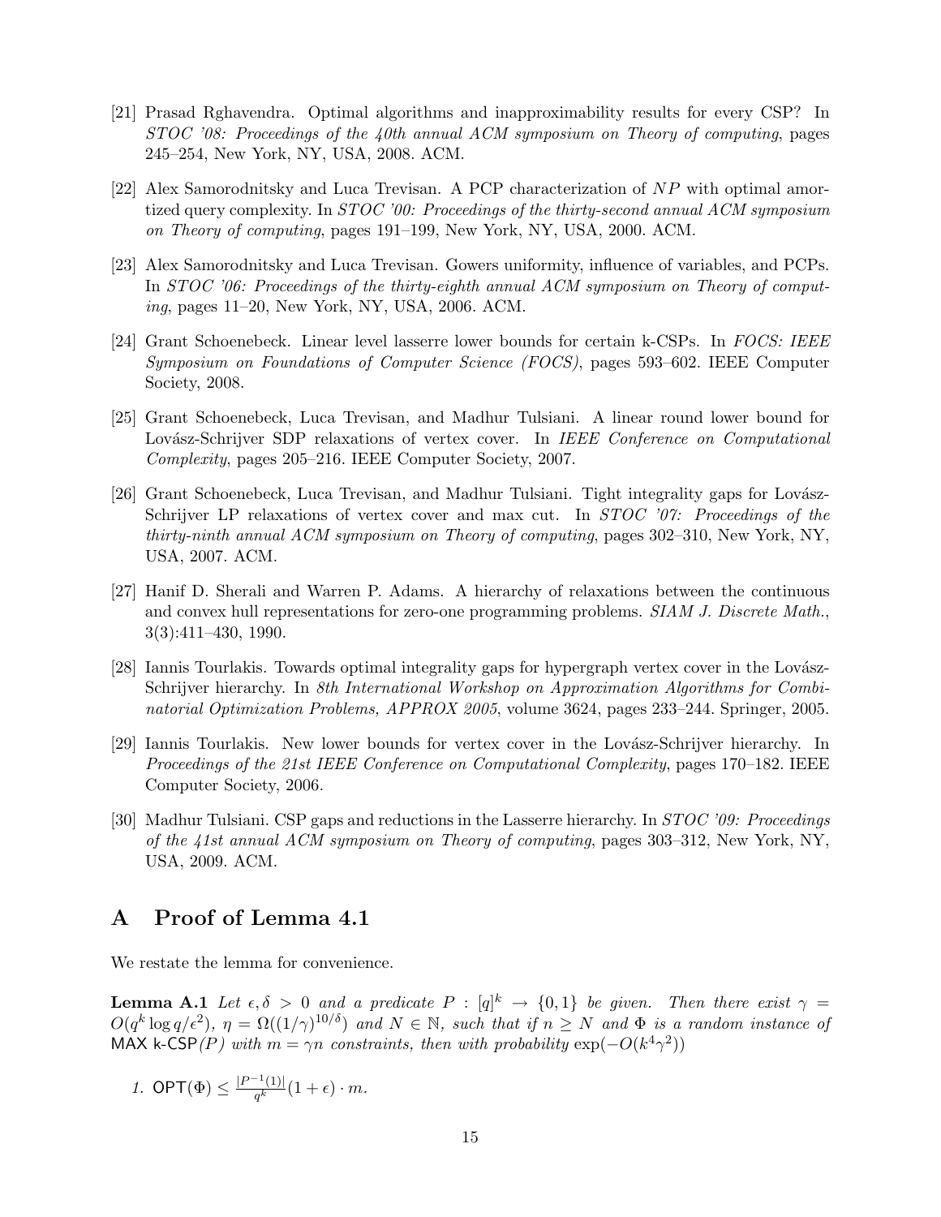[21] Prasad Rghavendra. Optimal algorithms and inapproximability results for every CSP? In *STOC '08: Proceedings of the 40th annual ACM symposium on Theory of computing*, pages 245–254, New York, NY, USA, 2008. ACM.

[22] Alex Samorodnitsky and Luca Trevisan. A PCP characterization of $NP$ with optimal amortized query complexity. In *STOC '00: Proceedings of the thirty-second annual ACM symposium on Theory of computing*, pages 191–199, New York, NY, USA, 2000. ACM.

[23] Alex Samorodnitsky and Luca Trevisan. Gowers uniformity, influence of variables, and PCPs. In *STOC '06: Proceedings of the thirty-eighth annual ACM symposium on Theory of computing*, pages 11–20, New York, NY, USA, 2006. ACM.

[24] Grant Schoenebeck. Linear level lasserre lower bounds for certain k-CSPs. In *FOCS: IEEE Symposium on Foundations of Computer Science (FOCS)*, pages 593–602. IEEE Computer Society, 2008.

[25] Grant Schoenebeck, Luca Trevisan, and Madhur Tulsiani. A linear round lower bound for Lovász-Schrijver SDP relaxations of vertex cover. In *IEEE Conference on Computational Complexity*, pages 205–216. IEEE Computer Society, 2007.

[26] Grant Schoenebeck, Luca Trevisan, and Madhur Tulsiani. Tight integrality gaps for Lovász-Schrijver LP relaxations of vertex cover and max cut. In *STOC '07: Proceedings of the thirty-ninth annual ACM symposium on Theory of computing*, pages 302–310, New York, NY, USA, 2007. ACM.

[27] Hanif D. Sherali and Warren P. Adams. A hierarchy of relaxations between the continuous and convex hull representations for zero-one programming problems. *SIAM J. Discrete Math.*, 3(3):411–430, 1990.

[28] Iannis Tourlakis. Towards optimal integrality gaps for hypergraph vertex cover in the Lovász-Schrijver hierarchy. In *8th International Workshop on Approximation Algorithms for Combinatorial Optimization Problems, APPROX 2005*, volume 3624, pages 233–244. Springer, 2005.

[29] Iannis Tourlakis. New lower bounds for vertex cover in the Lovász-Schrijver hierarchy. In *Proceedings of the 21st IEEE Conference on Computational Complexity*, pages 170–182. IEEE Computer Society, 2006.

[30] Madhur Tulsiani. CSP gaps and reductions in the Lasserre hierarchy. In *STOC '09: Proceedings of the 41st annual ACM symposium on Theory of computing*, pages 303–312, New York, NY, USA, 2009. ACM.

# A Proof of Lemma 4.1

We restate the lemma for convenience.

**Lemma A.1** *Let $\epsilon, \delta > 0$ and a predicate $P : [q]^k \to \{0,1\}$ be given. Then there exist $\gamma = O(q^k \log q/\epsilon^2)$, $\eta = \Omega((1/\gamma)^{10/\delta})$ and $N \in \mathbb{N}$, such that if $n \geq N$ and $\Phi$ is a random instance of* MAX k-CSP*$(P)$ with $m = \gamma n$ constraints, then with probability $\exp(-O(k^4\gamma^2))$*

1. $\mathsf{OPT}(\Phi) \leq \frac{|P^{-1}(1)|}{q^k}(1+\epsilon) \cdot m$.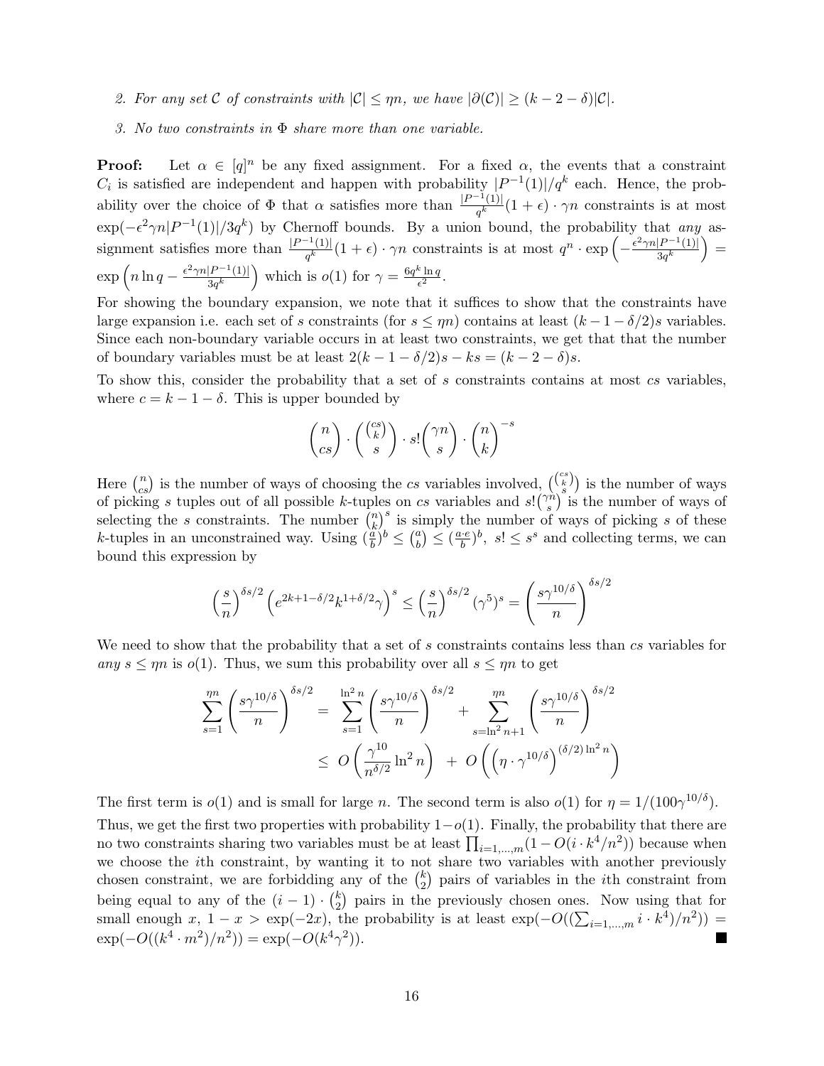2. *For any set $\mathcal{C}$ of constraints with $|\mathcal{C}| \leq \eta n$, we have $|\partial(\mathcal{C})| \geq (k-2-\delta)|\mathcal{C}|$.*
3. *No two constraints in $\Phi$ share more than one variable.*

**Proof:** Let $\alpha \in [q]^n$ be any fixed assignment. For a fixed $\alpha$, the events that a constraint $C_i$ is satisfied are independent and happen with probability $|P^{-1}(1)|/q^k$ each. Hence, the probability over the choice of $\Phi$ that $\alpha$ satisfies more than $\frac{|P^{-1}(1)|}{q^k}(1+\epsilon)\cdot\gamma n$ constraints is at most $\exp(-\epsilon^2\gamma n|P^{-1}(1)|/3q^k)$ by Chernoff bounds. By a union bound, the probability that *any* assignment satisfies more than $\frac{|P^{-1}(1)|}{q^k}(1+\epsilon)\cdot\gamma n$ constraints is at most $q^n \cdot \exp\left(-\frac{\epsilon^2\gamma n|P^{-1}(1)|}{3q^k}\right) = \exp\left(n\ln q - \frac{\epsilon^2\gamma n|P^{-1}(1)|}{3q^k}\right)$ which is $o(1)$ for $\gamma = \frac{6q^k \ln q}{\epsilon^2}$.

For showing the boundary expansion, we note that it suffices to show that the constraints have large expansion i.e. each set of $s$ constraints (for $s \leq \eta n$) contains at least $(k-1-\delta/2)s$ variables. Since each non-boundary variable occurs in at least two constraints, we get that that the number of boundary variables must be at least $2(k-1-\delta/2)s - ks = (k-2-\delta)s$.

To show this, consider the probability that a set of $s$ constraints contains at most $cs$ variables, where $c = k-1-\delta$. This is upper bounded by

$$\binom{n}{cs}\cdot\binom{\binom{cs}{k}}{s}\cdot s!\binom{\gamma n}{s}\cdot\binom{n}{k}^{-s}$$

Here $\binom{n}{cs}$ is the number of ways of choosing the $cs$ variables involved, $\binom{\binom{cs}{k}}{s}$ is the number of ways of picking $s$ tuples out of all possible $k$-tuples on $cs$ variables and $s!\binom{\gamma n}{s}$ is the number of ways of selecting the $s$ constraints. The number $\binom{n}{k}^s$ is simply the number of ways of picking $s$ of these $k$-tuples in an unconstrained way. Using $(\frac{a}{b})^b \leq \binom{a}{b} \leq (\frac{a\cdot e}{b})^b$, $s! \leq s^s$ and collecting terms, we can bound this expression by

$$\left(\frac{s}{n}\right)^{\delta s/2}\left(e^{2k+1-\delta/2}k^{1+\delta/2}\gamma\right)^s \leq \left(\frac{s}{n}\right)^{\delta s/2}(\gamma^5)^s = \left(\frac{s\gamma^{10/\delta}}{n}\right)^{\delta s/2}$$

We need to show that the probability that a set of $s$ constraints contains less than $cs$ variables for *any* $s \leq \eta n$ is $o(1)$. Thus, we sum this probability over all $s \leq \eta n$ to get

$$\begin{aligned}\sum_{s=1}^{\eta n}\left(\frac{s\gamma^{10/\delta}}{n}\right)^{\delta s/2} &= \sum_{s=1}^{\ln^2 n}\left(\frac{s\gamma^{10/\delta}}{n}\right)^{\delta s/2} + \sum_{s=\ln^2 n+1}^{\eta n}\left(\frac{s\gamma^{10/\delta}}{n}\right)^{\delta s/2} \\ &\leq O\left(\frac{\gamma^{10}}{n^{\delta/2}}\ln^2 n\right) + O\left(\left(\eta\cdot\gamma^{10/\delta}\right)^{(\delta/2)\ln^2 n}\right)\end{aligned}$$

The first term is $o(1)$ and is small for large $n$. The second term is also $o(1)$ for $\eta = 1/(100\gamma^{10/\delta})$. Thus, we get the first two properties with probability $1-o(1)$. Finally, the probability that there are no two constraints sharing two variables must be at least $\prod_{i=1,\ldots,m}(1-O(i\cdot k^4/n^2))$ because when we choose the $i$th constraint, by wanting it to not share two variables with another previously chosen constraint, we are forbidding any of the $\binom{k}{2}$ pairs of variables in the $i$th constraint from being equal to any of the $(i-1)\cdot\binom{k}{2}$ pairs in the previously chosen ones. Now using that for small enough $x$, $1-x > \exp(-2x)$, the probability is at least $\exp(-O((\sum_{i=1,\ldots,m} i\cdot k^4)/n^2)) = \exp(-O((k^4\cdot m^2)/n^2)) = \exp(-O(k^4\gamma^2))$. ■